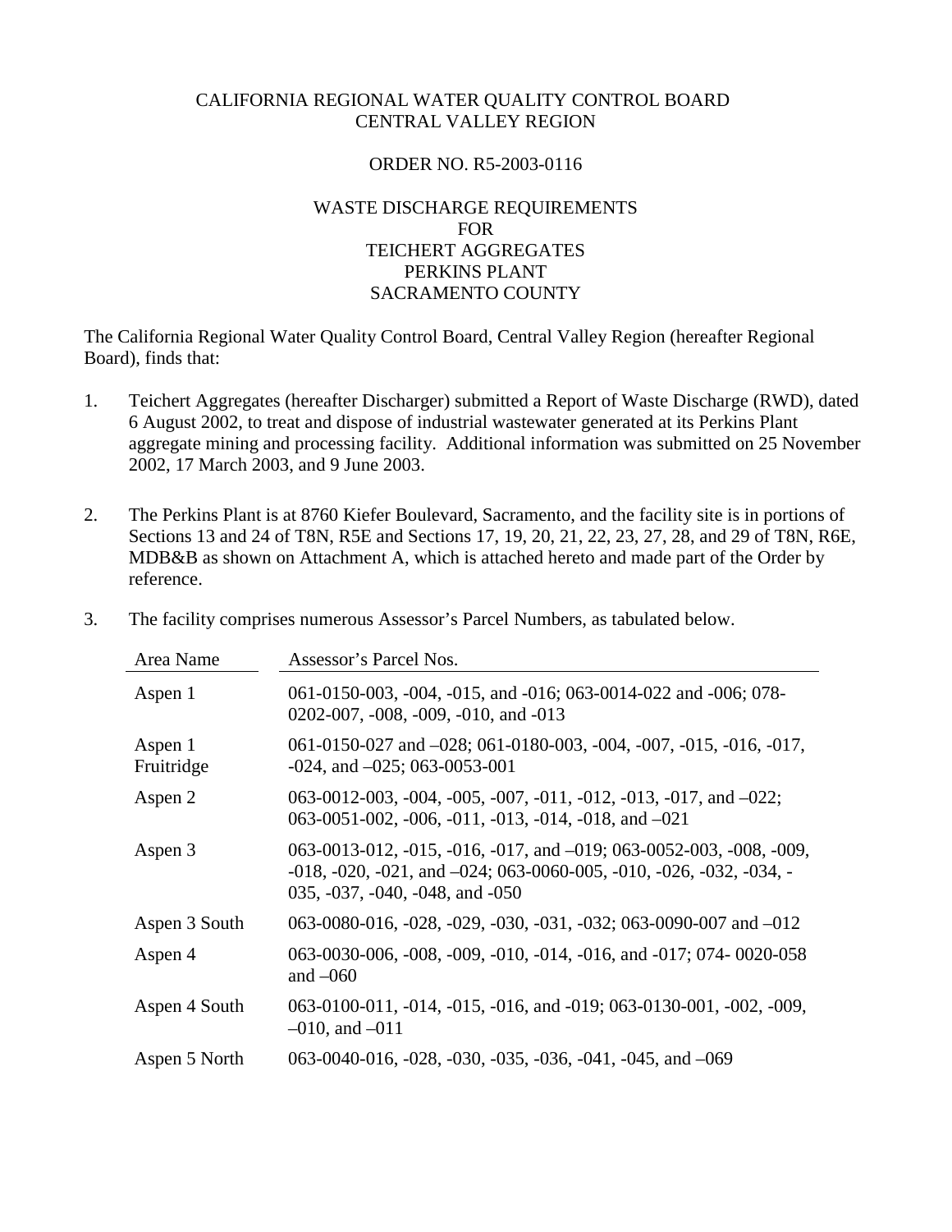CALIFORNIA REGIONAL WATER QUALITY CONTROL BOARD
CENTRAL VALLEY REGION

ORDER NO. R5-2003-0116

WASTE DISCHARGE REQUIREMENTS
FOR
TEICHERT AGGREGATES
PERKINS PLANT
SACRAMENTO COUNTY

The California Regional Water Quality Control Board, Central Valley Region (hereafter Regional Board), finds that:

1. Teichert Aggregates (hereafter Discharger) submitted a Report of Waste Discharge (RWD), dated 6 August 2002, to treat and dispose of industrial wastewater generated at its Perkins Plant aggregate mining and processing facility. Additional information was submitted on 25 November 2002, 17 March 2003, and 9 June 2003.

2. The Perkins Plant is at 8760 Kiefer Boulevard, Sacramento, and the facility site is in portions of Sections 13 and 24 of T8N, R5E and Sections 17, 19, 20, 21, 22, 23, 27, 28, and 29 of T8N, R6E, MDB&B as shown on Attachment A, which is attached hereto and made part of the Order by reference.

3. The facility comprises numerous Assessor's Parcel Numbers, as tabulated below.

| Area Name | Assessor's Parcel Nos. |
|---|---|
| Aspen 1 | 061-0150-003, -004, -015, and -016; 063-0014-022 and -006; 078-0202-007, -008, -009, -010, and -013 |
| Aspen 1 Fruitridge | 061-0150-027 and –028; 061-0180-003, -004, -007, -015, -016, -017, -024, and –025; 063-0053-001 |
| Aspen 2 | 063-0012-003, -004, -005, -007, -011, -012, -013, -017, and –022; 063-0051-002, -006, -011, -013, -014, -018, and –021 |
| Aspen 3 | 063-0013-012, -015, -016, -017, and –019; 063-0052-003, -008, -009, -018, -020, -021, and –024; 063-0060-005, -010, -026, -032, -034, -035, -037, -040, -048, and -050 |
| Aspen 3 South | 063-0080-016, -028, -029, -030, -031, -032; 063-0090-007 and –012 |
| Aspen 4 | 063-0030-006, -008, -009, -010, -014, -016, and -017; 074- 0020-058 and –060 |
| Aspen 4 South | 063-0100-011, -014, -015, -016, and -019; 063-0130-001, -002, -009, –010, and –011 |
| Aspen 5 North | 063-0040-016, -028, -030, -035, -036, -041, -045, and –069 |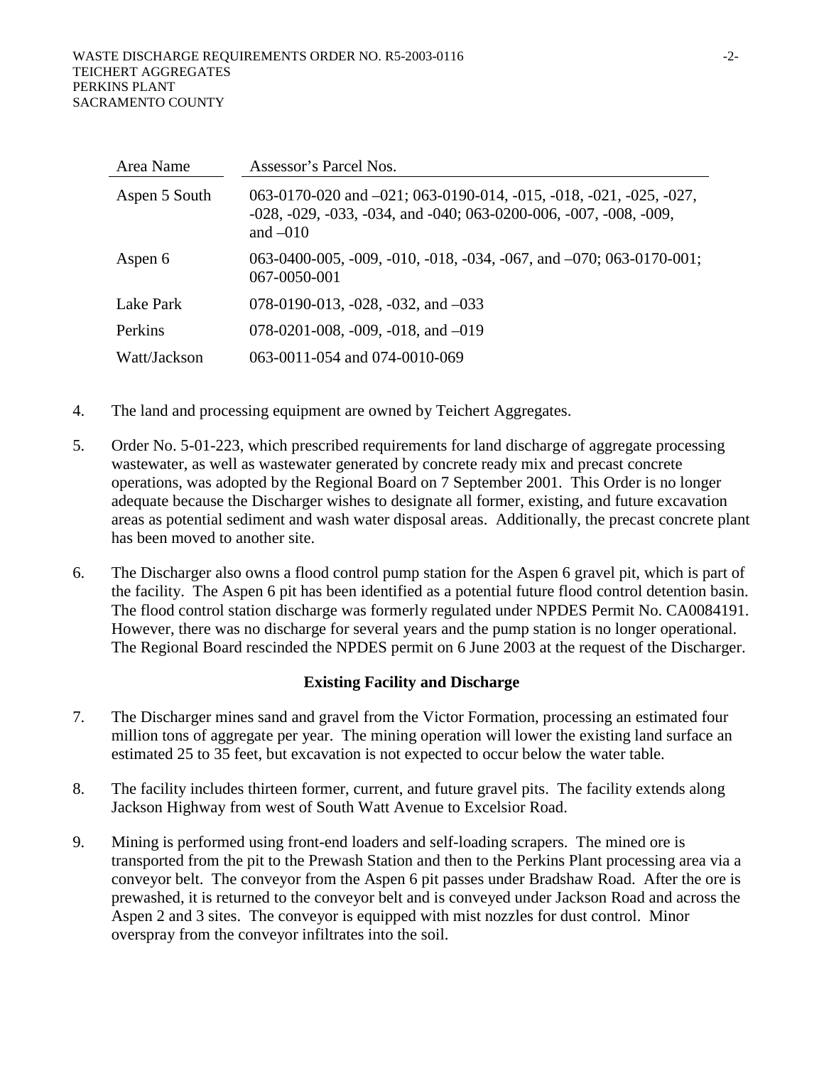| Area Name | Assessor's Parcel Nos. |
|---|---|
| Aspen 5 South | 063-0170-020 and –021; 063-0190-014, -015, -018, -021, -025, -027, -028, -029, -033, -034, and -040; 063-0200-006, -007, -008, -009, and –010 |
| Aspen 6 | 063-0400-005, -009, -010, -018, -034, -067, and –070; 063-0170-001; 067-0050-001 |
| Lake Park | 078-0190-013, -028, -032, and –033 |
| Perkins | 078-0201-008, -009, -018, and –019 |
| Watt/Jackson | 063-0011-054 and 074-0010-069 |

4. The land and processing equipment are owned by Teichert Aggregates.

5. Order No. 5-01-223, which prescribed requirements for land discharge of aggregate processing wastewater, as well as wastewater generated by concrete ready mix and precast concrete operations, was adopted by the Regional Board on 7 September 2001. This Order is no longer adequate because the Discharger wishes to designate all former, existing, and future excavation areas as potential sediment and wash water disposal areas. Additionally, the precast concrete plant has been moved to another site.

6. The Discharger also owns a flood control pump station for the Aspen 6 gravel pit, which is part of the facility. The Aspen 6 pit has been identified as a potential future flood control detention basin. The flood control station discharge was formerly regulated under NPDES Permit No. CA0084191. However, there was no discharge for several years and the pump station is no longer operational. The Regional Board rescinded the NPDES permit on 6 June 2003 at the request of the Discharger.

### Existing Facility and Discharge

7. The Discharger mines sand and gravel from the Victor Formation, processing an estimated four million tons of aggregate per year. The mining operation will lower the existing land surface an estimated 25 to 35 feet, but excavation is not expected to occur below the water table.

8. The facility includes thirteen former, current, and future gravel pits. The facility extends along Jackson Highway from west of South Watt Avenue to Excelsior Road.

9. Mining is performed using front-end loaders and self-loading scrapers. The mined ore is transported from the pit to the Prewash Station and then to the Perkins Plant processing area via a conveyor belt. The conveyor from the Aspen 6 pit passes under Bradshaw Road. After the ore is prewashed, it is returned to the conveyor belt and is conveyed under Jackson Road and across the Aspen 2 and 3 sites. The conveyor is equipped with mist nozzles for dust control. Minor overspray from the conveyor infiltrates into the soil.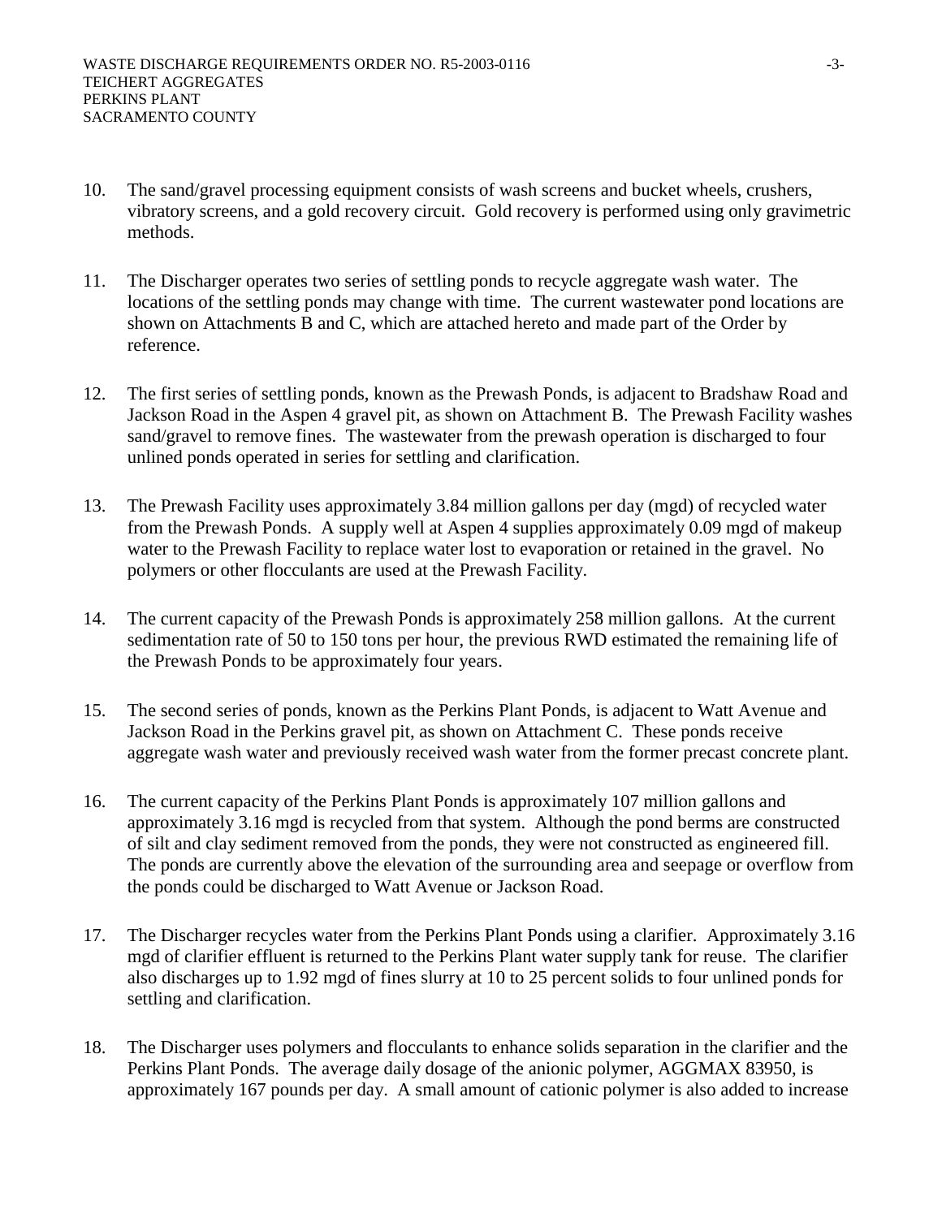10. The sand/gravel processing equipment consists of wash screens and bucket wheels, crushers, vibratory screens, and a gold recovery circuit. Gold recovery is performed using only gravimetric methods.

11. The Discharger operates two series of settling ponds to recycle aggregate wash water. The locations of the settling ponds may change with time. The current wastewater pond locations are shown on Attachments B and C, which are attached hereto and made part of the Order by reference.

12. The first series of settling ponds, known as the Prewash Ponds, is adjacent to Bradshaw Road and Jackson Road in the Aspen 4 gravel pit, as shown on Attachment B. The Prewash Facility washes sand/gravel to remove fines. The wastewater from the prewash operation is discharged to four unlined ponds operated in series for settling and clarification.

13. The Prewash Facility uses approximately 3.84 million gallons per day (mgd) of recycled water from the Prewash Ponds. A supply well at Aspen 4 supplies approximately 0.09 mgd of makeup water to the Prewash Facility to replace water lost to evaporation or retained in the gravel. No polymers or other flocculants are used at the Prewash Facility.

14. The current capacity of the Prewash Ponds is approximately 258 million gallons. At the current sedimentation rate of 50 to 150 tons per hour, the previous RWD estimated the remaining life of the Prewash Ponds to be approximately four years.

15. The second series of ponds, known as the Perkins Plant Ponds, is adjacent to Watt Avenue and Jackson Road in the Perkins gravel pit, as shown on Attachment C. These ponds receive aggregate wash water and previously received wash water from the former precast concrete plant.

16. The current capacity of the Perkins Plant Ponds is approximately 107 million gallons and approximately 3.16 mgd is recycled from that system. Although the pond berms are constructed of silt and clay sediment removed from the ponds, they were not constructed as engineered fill. The ponds are currently above the elevation of the surrounding area and seepage or overflow from the ponds could be discharged to Watt Avenue or Jackson Road.

17. The Discharger recycles water from the Perkins Plant Ponds using a clarifier. Approximately 3.16 mgd of clarifier effluent is returned to the Perkins Plant water supply tank for reuse. The clarifier also discharges up to 1.92 mgd of fines slurry at 10 to 25 percent solids to four unlined ponds for settling and clarification.

18. The Discharger uses polymers and flocculants to enhance solids separation in the clarifier and the Perkins Plant Ponds. The average daily dosage of the anionic polymer, AGGMAX 83950, is approximately 167 pounds per day. A small amount of cationic polymer is also added to increase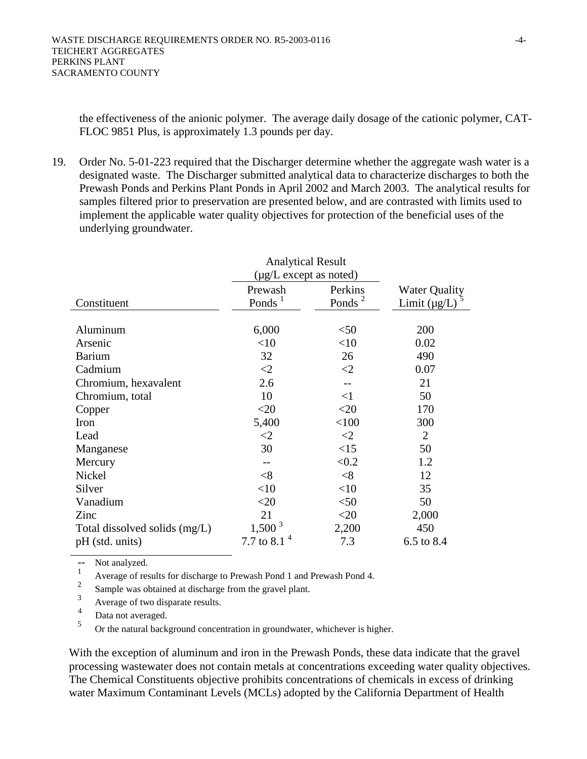the effectiveness of the anionic polymer. The average daily dosage of the cationic polymer, CAT-FLOC 9851 Plus, is approximately 1.3 pounds per day.

19. Order No. 5-01-223 required that the Discharger determine whether the aggregate wash water is a designated waste. The Discharger submitted analytical data to characterize discharges to both the Prewash Ponds and Perkins Plant Ponds in April 2002 and March 2003. The analytical results for samples filtered prior to preservation are presented below, and are contrasted with limits used to implement the applicable water quality objectives for protection of the beneficial uses of the underlying groundwater.

| Constituent | Analytical Result (µg/L except as noted) Prewash Ponds [1] | Perkins Ponds [2] | Water Quality Limit (µg/L) [5] |
|---|---|---|---|
| Aluminum | 6,000 | <50 | 200 |
| Arsenic | <10 | <10 | 0.02 |
| Barium | 32 | 26 | 490 |
| Cadmium | <2 | <2 | 0.07 |
| Chromium, hexavalent | 2.6 | -- | 21 |
| Chromium, total | 10 | <1 | 50 |
| Copper | <20 | <20 | 170 |
| Iron | 5,400 | <100 | 300 |
| Lead | <2 | <2 | 2 |
| Manganese | 30 | <15 | 50 |
| Mercury | -- | <0.2 | 1.2 |
| Nickel | <8 | <8 | 12 |
| Silver | <10 | <10 | 35 |
| Vanadium | <20 | <50 | 50 |
| Zinc | 21 | <20 | 2,000 |
| Total dissolved solids (mg/L) | 1,500 [3] | 2,200 | 450 |
| pH (std. units) | 7.7 to 8.1 [4] | 7.3 | 6.5 to 8.4 |

-- Not analyzed.
[1] Average of results for discharge to Prewash Pond 1 and Prewash Pond 4.
[2] Sample was obtained at discharge from the gravel plant.
[3] Average of two disparate results.
[4] Data not averaged.
[5] Or the natural background concentration in groundwater, whichever is higher.

With the exception of aluminum and iron in the Prewash Ponds, these data indicate that the gravel processing wastewater does not contain metals at concentrations exceeding water quality objectives. The Chemical Constituents objective prohibits concentrations of chemicals in excess of drinking water Maximum Contaminant Levels (MCLs) adopted by the California Department of Health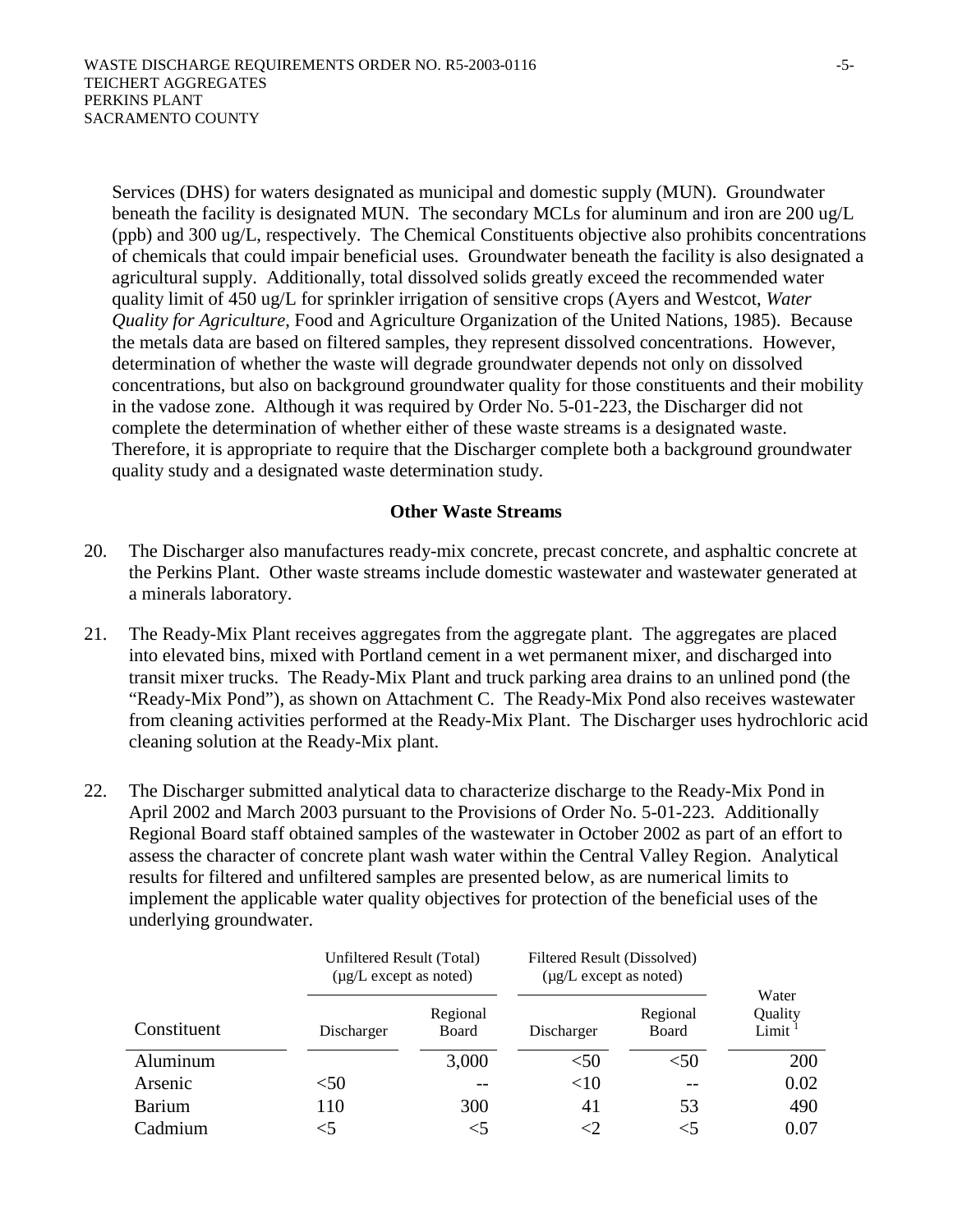Services (DHS) for waters designated as municipal and domestic supply (MUN). Groundwater beneath the facility is designated MUN. The secondary MCLs for aluminum and iron are 200 ug/L (ppb) and 300 ug/L, respectively. The Chemical Constituents objective also prohibits concentrations of chemicals that could impair beneficial uses. Groundwater beneath the facility is also designated a agricultural supply. Additionally, total dissolved solids greatly exceed the recommended water quality limit of 450 ug/L for sprinkler irrigation of sensitive crops (Ayers and Westcot, *Water Quality for Agriculture,* Food and Agriculture Organization of the United Nations, 1985). Because the metals data are based on filtered samples, they represent dissolved concentrations. However, determination of whether the waste will degrade groundwater depends not only on dissolved concentrations, but also on background groundwater quality for those constituents and their mobility in the vadose zone. Although it was required by Order No. 5-01-223, the Discharger did not complete the determination of whether either of these waste streams is a designated waste. Therefore, it is appropriate to require that the Discharger complete both a background groundwater quality study and a designated waste determination study.

### Other Waste Streams

20. The Discharger also manufactures ready-mix concrete, precast concrete, and asphaltic concrete at the Perkins Plant. Other waste streams include domestic wastewater and wastewater generated at a minerals laboratory.

21. The Ready-Mix Plant receives aggregates from the aggregate plant. The aggregates are placed into elevated bins, mixed with Portland cement in a wet permanent mixer, and discharged into transit mixer trucks. The Ready-Mix Plant and truck parking area drains to an unlined pond (the "Ready-Mix Pond"), as shown on Attachment C. The Ready-Mix Pond also receives wastewater from cleaning activities performed at the Ready-Mix Plant. The Discharger uses hydrochloric acid cleaning solution at the Ready-Mix plant.

22. The Discharger submitted analytical data to characterize discharge to the Ready-Mix Pond in April 2002 and March 2003 pursuant to the Provisions of Order No. 5-01-223. Additionally Regional Board staff obtained samples of the wastewater in October 2002 as part of an effort to assess the character of concrete plant wash water within the Central Valley Region. Analytical results for filtered and unfiltered samples are presented below, as are numerical limits to implement the applicable water quality objectives for protection of the beneficial uses of the underlying groundwater.

| | Unfiltered Result (Total) (μg/L except as noted) | | Filtered Result (Dissolved) (μg/L except as noted) | | |
|---|---|---|---|---|---|
| Constituent | Discharger | Regional Board | Discharger | Regional Board | Water Quality Limit [1] |
| Aluminum | | 3,000 | <50 | <50 | 200 |
| Arsenic | <50 | -- | <10 | -- | 0.02 |
| Barium | 110 | 300 | 41 | 53 | 490 |
| Cadmium | <5 | <5 | <2 | <5 | 0.07 |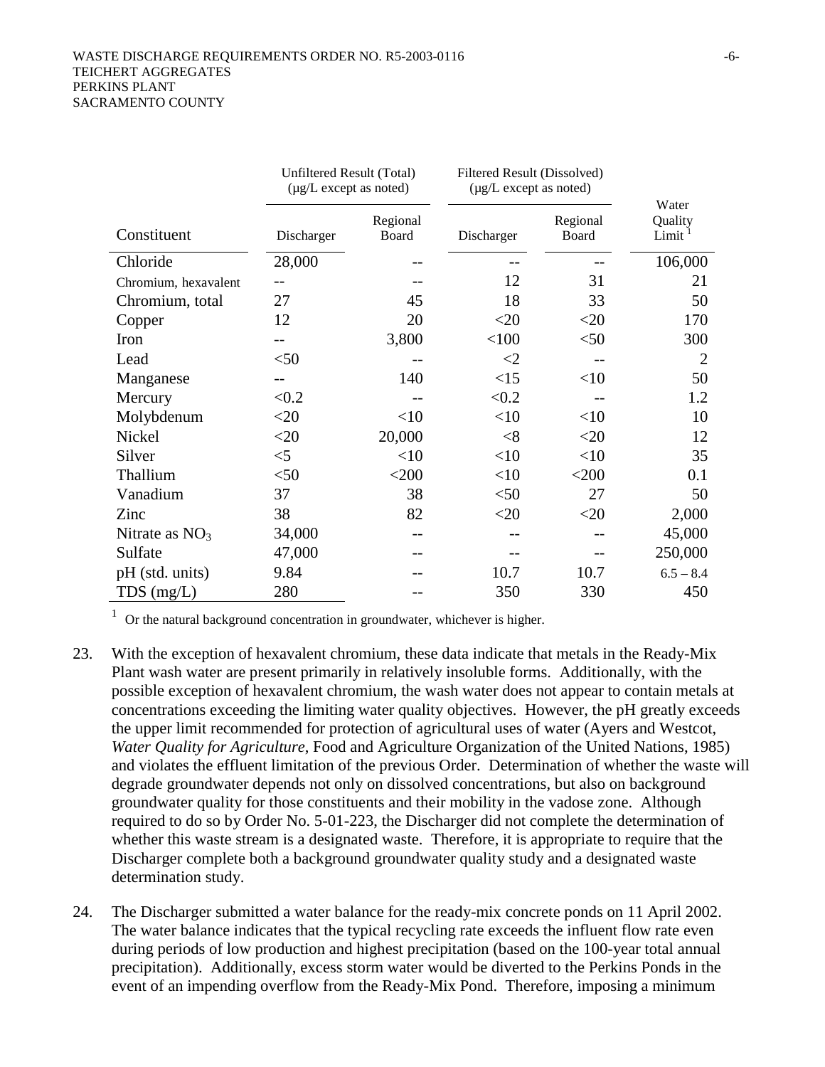| Constituent | Unfiltered Result (Total) (µg/L except as noted) | | Filtered Result (Dissolved) (µg/L except as noted) | | Water Quality Limit [1] |
|---|---|---|---|---|---|
| | Discharger | Regional Board | Discharger | Regional Board | |
| Chloride | 28,000 | -- | -- | -- | 106,000 |
| Chromium, hexavalent | -- | -- | 12 | 31 | 21 |
| Chromium, total | 27 | 45 | 18 | 33 | 50 |
| Copper | 12 | 20 | <20 | <20 | 170 |
| Iron | -- | 3,800 | <100 | <50 | 300 |
| Lead | <50 | -- | <2 | -- | 2 |
| Manganese | -- | 140 | <15 | <10 | 50 |
| Mercury | <0.2 | -- | <0.2 | -- | 1.2 |
| Molybdenum | <20 | <10 | <10 | <10 | 10 |
| Nickel | <20 | 20,000 | <8 | <20 | 12 |
| Silver | <5 | <10 | <10 | <10 | 35 |
| Thallium | <50 | <200 | <10 | <200 | 0.1 |
| Vanadium | 37 | 38 | <50 | 27 | 50 |
| Zinc | 38 | 82 | <20 | <20 | 2,000 |
| Nitrate as $NO_3$ | 34,000 | -- | -- | -- | 45,000 |
| Sulfate | 47,000 | -- | -- | -- | 250,000 |
| pH (std. units) | 9.84 | -- | 10.7 | 10.7 | 6.5 – 8.4 |
| TDS (mg/L) | 280 | -- | 350 | 330 | 450 |

[1] Or the natural background concentration in groundwater, whichever is higher.

23. With the exception of hexavalent chromium, these data indicate that metals in the Ready-Mix Plant wash water are present primarily in relatively insoluble forms. Additionally, with the possible exception of hexavalent chromium, the wash water does not appear to contain metals at concentrations exceeding the limiting water quality objectives. However, the pH greatly exceeds the upper limit recommended for protection of agricultural uses of water (Ayers and Westcot, *Water Quality for Agriculture*, Food and Agriculture Organization of the United Nations, 1985) and violates the effluent limitation of the previous Order. Determination of whether the waste will degrade groundwater depends not only on dissolved concentrations, but also on background groundwater quality for those constituents and their mobility in the vadose zone. Although required to do so by Order No. 5-01-223, the Discharger did not complete the determination of whether this waste stream is a designated waste. Therefore, it is appropriate to require that the Discharger complete both a background groundwater quality study and a designated waste determination study.

24. The Discharger submitted a water balance for the ready-mix concrete ponds on 11 April 2002. The water balance indicates that the typical recycling rate exceeds the influent flow rate even during periods of low production and highest precipitation (based on the 100-year total annual precipitation). Additionally, excess storm water would be diverted to the Perkins Ponds in the event of an impending overflow from the Ready-Mix Pond. Therefore, imposing a minimum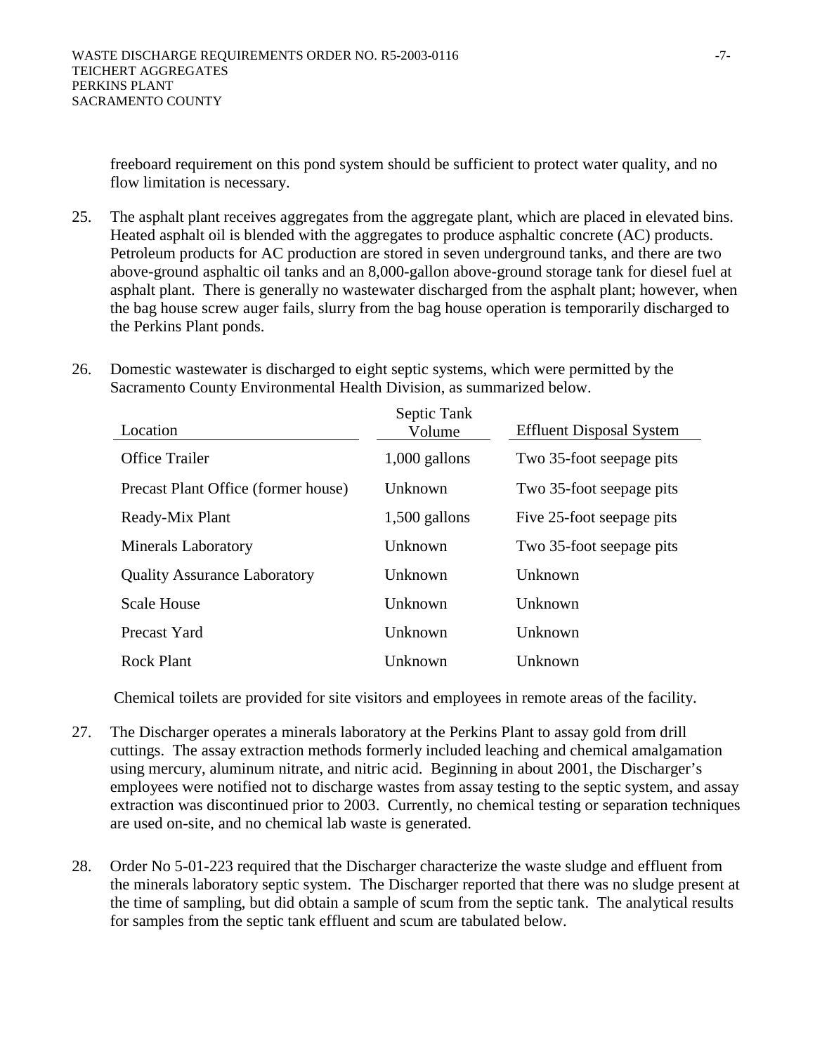freeboard requirement on this pond system should be sufficient to protect water quality, and no flow limitation is necessary.

25. The asphalt plant receives aggregates from the aggregate plant, which are placed in elevated bins. Heated asphalt oil is blended with the aggregates to produce asphaltic concrete (AC) products. Petroleum products for AC production are stored in seven underground tanks, and there are two above-ground asphaltic oil tanks and an 8,000-gallon above-ground storage tank for diesel fuel at asphalt plant. There is generally no wastewater discharged from the asphalt plant; however, when the bag house screw auger fails, slurry from the bag house operation is temporarily discharged to the Perkins Plant ponds.

26. Domestic wastewater is discharged to eight septic systems, which were permitted by the Sacramento County Environmental Health Division, as summarized below.

| Location | Septic Tank Volume | Effluent Disposal System |
|---|---|---|
| Office Trailer | 1,000 gallons | Two 35-foot seepage pits |
| Precast Plant Office (former house) | Unknown | Two 35-foot seepage pits |
| Ready-Mix Plant | 1,500 gallons | Five 25-foot seepage pits |
| Minerals Laboratory | Unknown | Two 35-foot seepage pits |
| Quality Assurance Laboratory | Unknown | Unknown |
| Scale House | Unknown | Unknown |
| Precast Yard | Unknown | Unknown |
| Rock Plant | Unknown | Unknown |

Chemical toilets are provided for site visitors and employees in remote areas of the facility.

27. The Discharger operates a minerals laboratory at the Perkins Plant to assay gold from drill cuttings. The assay extraction methods formerly included leaching and chemical amalgamation using mercury, aluminum nitrate, and nitric acid. Beginning in about 2001, the Discharger's employees were notified not to discharge wastes from assay testing to the septic system, and assay extraction was discontinued prior to 2003. Currently, no chemical testing or separation techniques are used on-site, and no chemical lab waste is generated.

28. Order No 5-01-223 required that the Discharger characterize the waste sludge and effluent from the minerals laboratory septic system. The Discharger reported that there was no sludge present at the time of sampling, but did obtain a sample of scum from the septic tank. The analytical results for samples from the septic tank effluent and scum are tabulated below.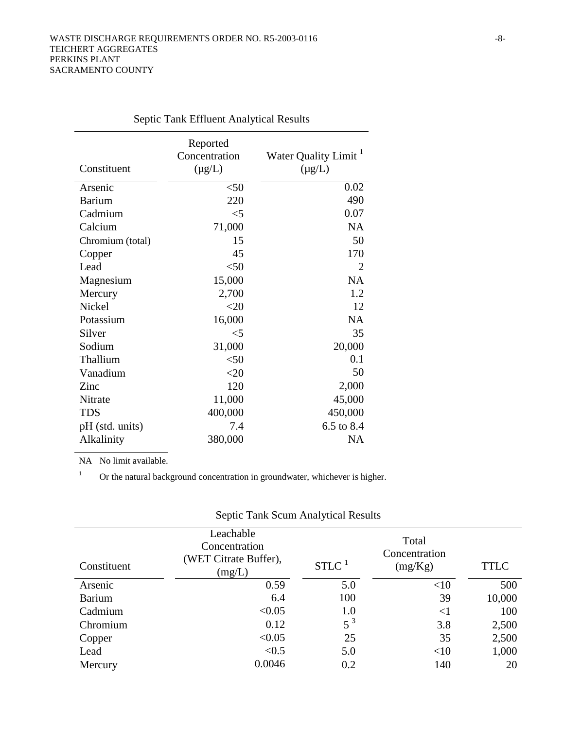Septic Tank Effluent Analytical Results

| Constituent | Reported Concentration (μg/L) | Water Quality Limit [1] (μg/L) |
|---|---|---|
| Arsenic | <50 | 0.02 |
| Barium | 220 | 490 |
| Cadmium | <5 | 0.07 |
| Calcium | 71,000 | NA |
| Chromium (total) | 15 | 50 |
| Copper | 45 | 170 |
| Lead | <50 | 2 |
| Magnesium | 15,000 | NA |
| Mercury | 2,700 | 1.2 |
| Nickel | <20 | 12 |
| Potassium | 16,000 | NA |
| Silver | <5 | 35 |
| Sodium | 31,000 | 20,000 |
| Thallium | <50 | 0.1 |
| Vanadium | <20 | 50 |
| Zinc | 120 | 2,000 |
| Nitrate | 11,000 | 45,000 |
| TDS | 400,000 | 450,000 |
| pH (std. units) | 7.4 | 6.5 to 8.4 |
| Alkalinity | 380,000 | NA |

NA No limit available.

[1] Or the natural background concentration in groundwater, whichever is higher.

Septic Tank Scum Analytical Results

| Constituent | Leachable Concentration (WET Citrate Buffer), (mg/L) | STLC [1] | Total Concentration (mg/Kg) | TTLC |
|---|---|---|---|---|
| Arsenic | 0.59 | 5.0 | <10 | 500 |
| Barium | 6.4 | 100 | 39 | 10,000 |
| Cadmium | <0.05 | 1.0 | <1 | 100 |
| Chromium | 0.12 | 5 [3] | 3.8 | 2,500 |
| Copper | <0.05 | 25 | 35 | 2,500 |
| Lead | <0.5 | 5.0 | <10 | 1,000 |
| Mercury | 0.0046 | 0.2 | 140 | 20 |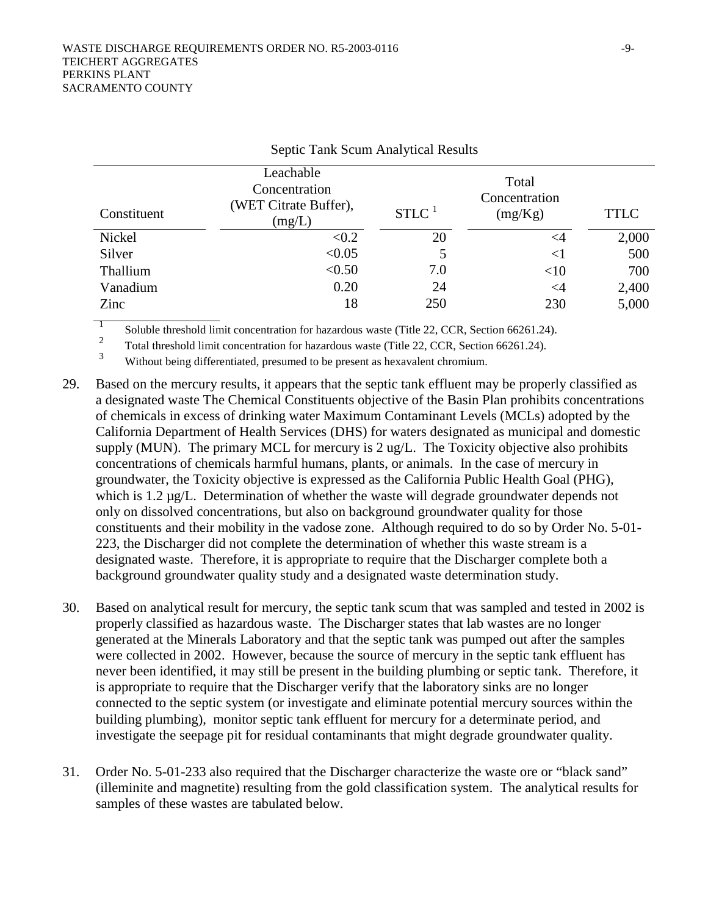Septic Tank Scum Analytical Results

| Constituent | Leachable Concentration (WET Citrate Buffer), (mg/L) | STLC [1] | Total Concentration (mg/Kg) | TTLC |
|---|---|---|---|---|
| Nickel | <0.2 | 20 | <4 | 2,000 |
| Silver | <0.05 | 5 | <1 | 500 |
| Thallium | <0.50 | 7.0 | <10 | 700 |
| Vanadium | 0.20 | 24 | <4 | 2,400 |
| Zinc | 18 | 250 | 230 | 5,000 |

[1] Soluble threshold limit concentration for hazardous waste (Title 22, CCR, Section 66261.24).

[2] Total threshold limit concentration for hazardous waste (Title 22, CCR, Section 66261.24).

[3] Without being differentiated, presumed to be present as hexavalent chromium.

29. Based on the mercury results, it appears that the septic tank effluent may be properly classified as a designated waste The Chemical Constituents objective of the Basin Plan prohibits concentrations of chemicals in excess of drinking water Maximum Contaminant Levels (MCLs) adopted by the California Department of Health Services (DHS) for waters designated as municipal and domestic supply (MUN). The primary MCL for mercury is 2 ug/L. The Toxicity objective also prohibits concentrations of chemicals harmful humans, plants, or animals. In the case of mercury in groundwater, the Toxicity objective is expressed as the California Public Health Goal (PHG), which is 1.2 µg/L. Determination of whether the waste will degrade groundwater depends not only on dissolved concentrations, but also on background groundwater quality for those constituents and their mobility in the vadose zone. Although required to do so by Order No. 5-01-223, the Discharger did not complete the determination of whether this waste stream is a designated waste. Therefore, it is appropriate to require that the Discharger complete both a background groundwater quality study and a designated waste determination study.

30. Based on analytical result for mercury, the septic tank scum that was sampled and tested in 2002 is properly classified as hazardous waste. The Discharger states that lab wastes are no longer generated at the Minerals Laboratory and that the septic tank was pumped out after the samples were collected in 2002. However, because the source of mercury in the septic tank effluent has never been identified, it may still be present in the building plumbing or septic tank. Therefore, it is appropriate to require that the Discharger verify that the laboratory sinks are no longer connected to the septic system (or investigate and eliminate potential mercury sources within the building plumbing), monitor septic tank effluent for mercury for a determinate period, and investigate the seepage pit for residual contaminants that might degrade groundwater quality.

31. Order No. 5-01-233 also required that the Discharger characterize the waste ore or "black sand" (illeminite and magnetite) resulting from the gold classification system. The analytical results for samples of these wastes are tabulated below.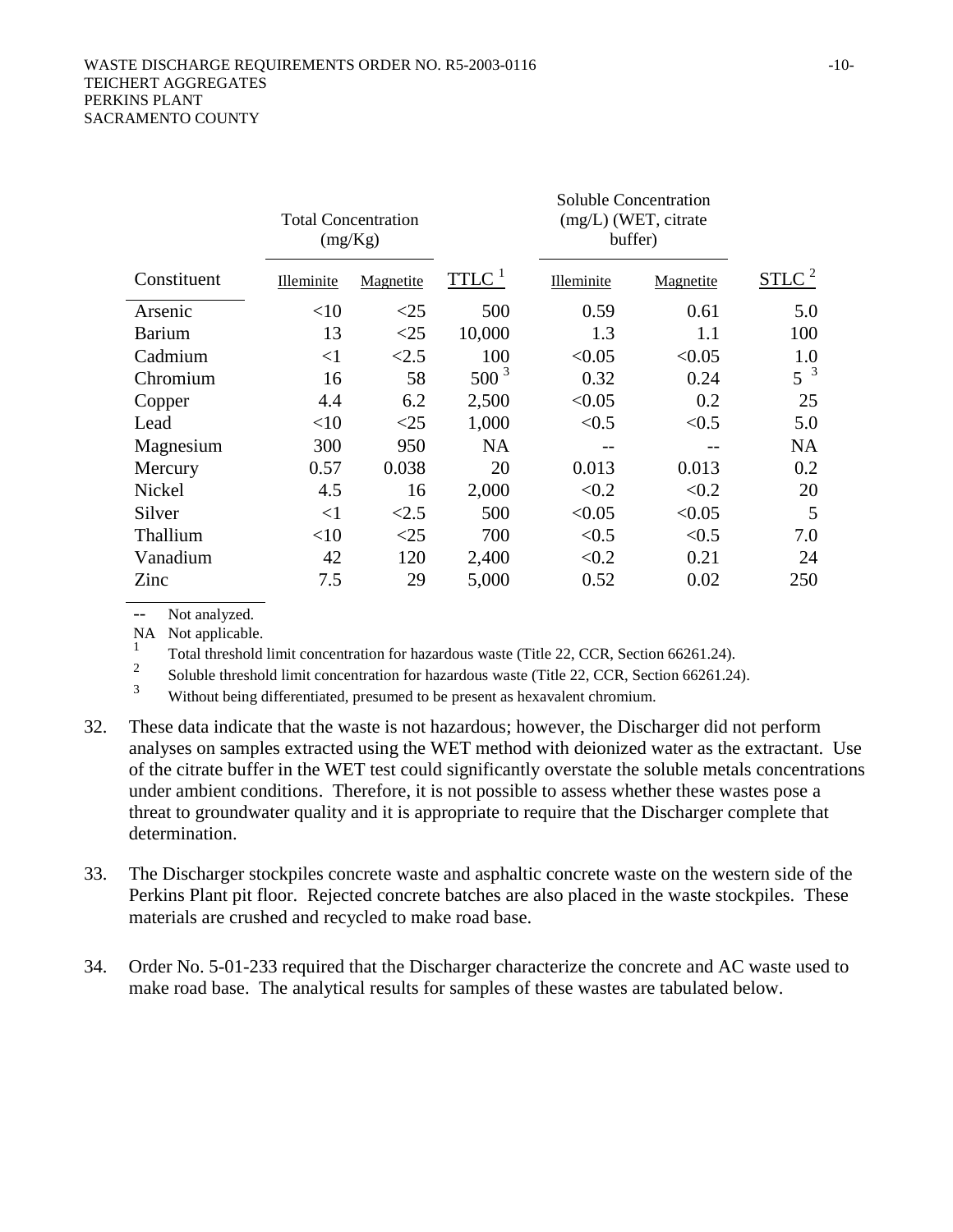| Constituent | Total Concentration (mg/Kg) | | TTLC [1] | Soluble Concentration (mg/L) (WET, citrate buffer) | | STLC [2] |
|---|---|---|---|---|---|---|
| | Illeminite | Magnetite | | Illeminite | Magnetite | |
| Arsenic | <10 | <25 | 500 | 0.59 | 0.61 | 5.0 |
| Barium | 13 | <25 | 10,000 | 1.3 | 1.1 | 100 |
| Cadmium | <1 | <2.5 | 100 | <0.05 | <0.05 | 1.0 |
| Chromium | 16 | 58 | 500 [3] | 0.32 | 0.24 | 5 [3] |
| Copper | 4.4 | 6.2 | 2,500 | <0.05 | 0.2 | 25 |
| Lead | <10 | <25 | 1,000 | <0.5 | <0.5 | 5.0 |
| Magnesium | 300 | 950 | NA | -- | -- | NA |
| Mercury | 0.57 | 0.038 | 20 | 0.013 | 0.013 | 0.2 |
| Nickel | 4.5 | 16 | 2,000 | <0.2 | <0.2 | 20 |
| Silver | <1 | <2.5 | 500 | <0.05 | <0.05 | 5 |
| Thallium | <10 | <25 | 700 | <0.5 | <0.5 | 7.0 |
| Vanadium | 42 | 120 | 2,400 | <0.2 | 0.21 | 24 |
| Zinc | 7.5 | 29 | 5,000 | 0.52 | 0.02 | 250 |

-- Not analyzed.
NA Not applicable.
[1] Total threshold limit concentration for hazardous waste (Title 22, CCR, Section 66261.24).
[2] Soluble threshold limit concentration for hazardous waste (Title 22, CCR, Section 66261.24).
[3] Without being differentiated, presumed to be present as hexavalent chromium.

32. These data indicate that the waste is not hazardous; however, the Discharger did not perform analyses on samples extracted using the WET method with deionized water as the extractant. Use of the citrate buffer in the WET test could significantly overstate the soluble metals concentrations under ambient conditions. Therefore, it is not possible to assess whether these wastes pose a threat to groundwater quality and it is appropriate to require that the Discharger complete that determination.

33. The Discharger stockpiles concrete waste and asphaltic concrete waste on the western side of the Perkins Plant pit floor. Rejected concrete batches are also placed in the waste stockpiles. These materials are crushed and recycled to make road base.

34. Order No. 5-01-233 required that the Discharger characterize the concrete and AC waste used to make road base. The analytical results for samples of these wastes are tabulated below.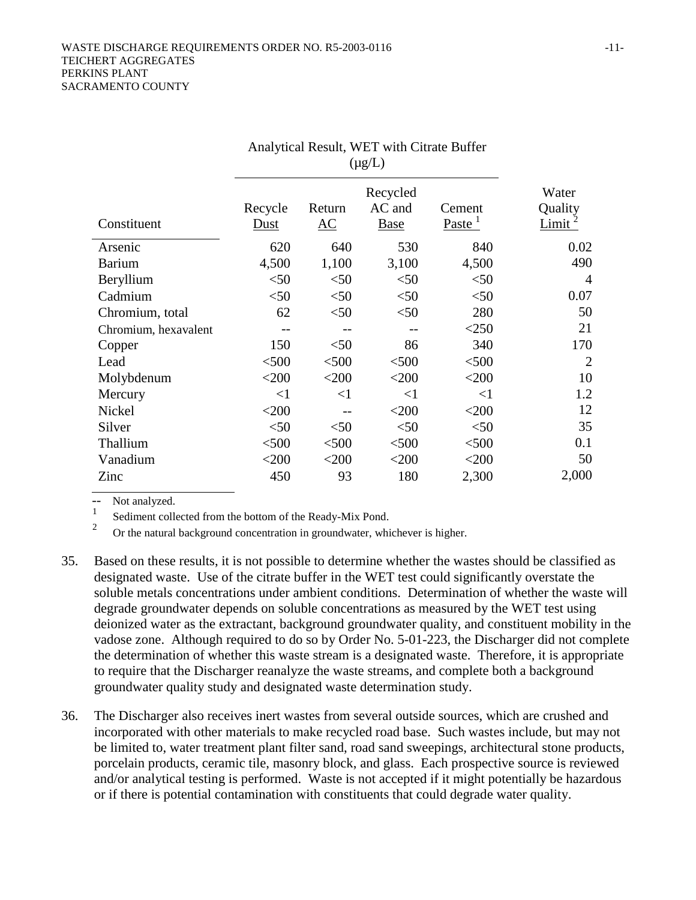| Constituent | Analytical Result, WET with Citrate Buffer (µg/L) | | | | Water Quality Limit [2] |
|---|---|---|---|---|---|
| | Recycle Dust | Return AC | Recycled AC and Base | Cement Paste [1] | |
| Arsenic | 620 | 640 | 530 | 840 | 0.02 |
| Barium | 4,500 | 1,100 | 3,100 | 4,500 | 490 |
| Beryllium | <50 | <50 | <50 | <50 | 4 |
| Cadmium | <50 | <50 | <50 | <50 | 0.07 |
| Chromium, total | 62 | <50 | <50 | 280 | 50 |
| Chromium, hexavalent | -- | -- | -- | <250 | 21 |
| Copper | 150 | <50 | 86 | 340 | 170 |
| Lead | <500 | <500 | <500 | <500 | 2 |
| Molybdenum | <200 | <200 | <200 | <200 | 10 |
| Mercury | <1 | <1 | <1 | <1 | 1.2 |
| Nickel | <200 | -- | <200 | <200 | 12 |
| Silver | <50 | <50 | <50 | <50 | 35 |
| Thallium | <500 | <500 | <500 | <500 | 0.1 |
| Vanadium | <200 | <200 | <200 | <200 | 50 |
| Zinc | 450 | 93 | 180 | 2,300 | 2,000 |

-- Not analyzed.

[1] Sediment collected from the bottom of the Ready-Mix Pond.

[2] Or the natural background concentration in groundwater, whichever is higher.

35. Based on these results, it is not possible to determine whether the wastes should be classified as designated waste. Use of the citrate buffer in the WET test could significantly overstate the soluble metals concentrations under ambient conditions. Determination of whether the waste will degrade groundwater depends on soluble concentrations as measured by the WET test using deionized water as the extractant, background groundwater quality, and constituent mobility in the vadose zone. Although required to do so by Order No. 5-01-223, the Discharger did not complete the determination of whether this waste stream is a designated waste. Therefore, it is appropriate to require that the Discharger reanalyze the waste streams, and complete both a background groundwater quality study and designated waste determination study.

36. The Discharger also receives inert wastes from several outside sources, which are crushed and incorporated with other materials to make recycled road base. Such wastes include, but may not be limited to, water treatment plant filter sand, road sand sweepings, architectural stone products, porcelain products, ceramic tile, masonry block, and glass. Each prospective source is reviewed and/or analytical testing is performed. Waste is not accepted if it might potentially be hazardous or if there is potential contamination with constituents that could degrade water quality.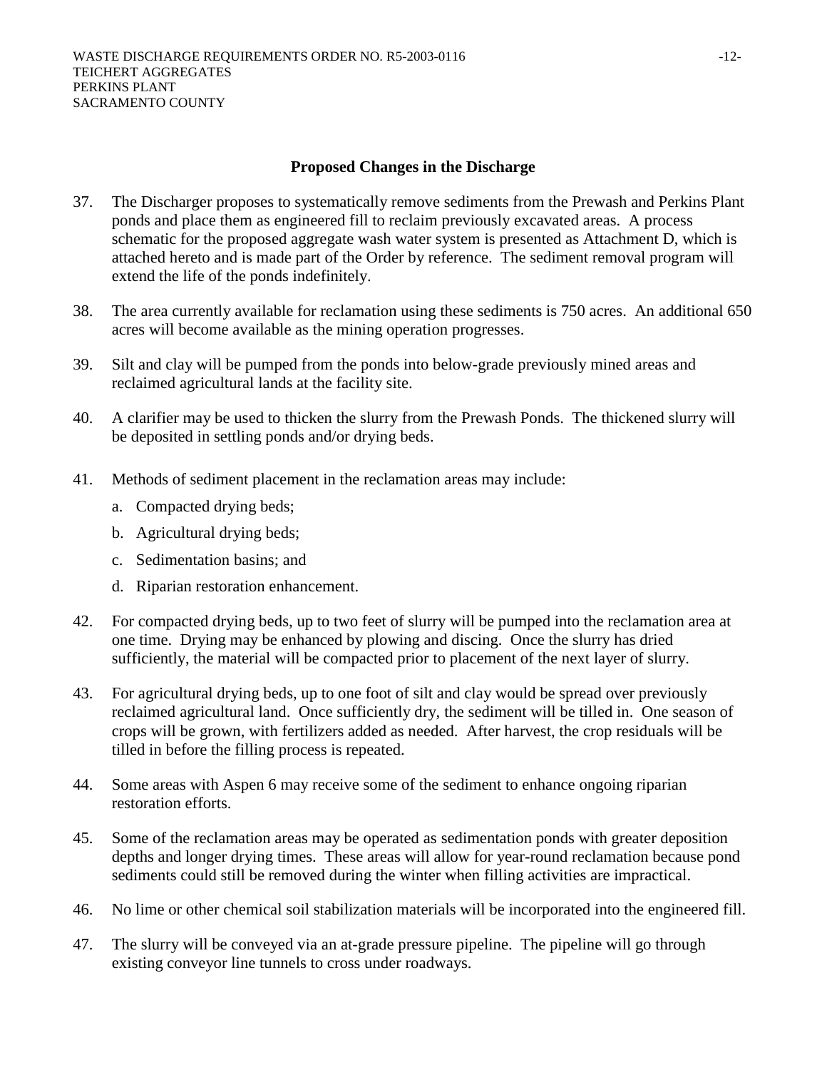## Proposed Changes in the Discharge

37. The Discharger proposes to systematically remove sediments from the Prewash and Perkins Plant ponds and place them as engineered fill to reclaim previously excavated areas. A process schematic for the proposed aggregate wash water system is presented as Attachment D, which is attached hereto and is made part of the Order by reference. The sediment removal program will extend the life of the ponds indefinitely.

38. The area currently available for reclamation using these sediments is 750 acres. An additional 650 acres will become available as the mining operation progresses.

39. Silt and clay will be pumped from the ponds into below-grade previously mined areas and reclaimed agricultural lands at the facility site.

40. A clarifier may be used to thicken the slurry from the Prewash Ponds. The thickened slurry will be deposited in settling ponds and/or drying beds.

41. Methods of sediment placement in the reclamation areas may include:

    a. Compacted drying beds;

    b. Agricultural drying beds;

    c. Sedimentation basins; and

    d. Riparian restoration enhancement.

42. For compacted drying beds, up to two feet of slurry will be pumped into the reclamation area at one time. Drying may be enhanced by plowing and discing. Once the slurry has dried sufficiently, the material will be compacted prior to placement of the next layer of slurry.

43. For agricultural drying beds, up to one foot of silt and clay would be spread over previously reclaimed agricultural land. Once sufficiently dry, the sediment will be tilled in. One season of crops will be grown, with fertilizers added as needed. After harvest, the crop residuals will be tilled in before the filling process is repeated.

44. Some areas with Aspen 6 may receive some of the sediment to enhance ongoing riparian restoration efforts.

45. Some of the reclamation areas may be operated as sedimentation ponds with greater deposition depths and longer drying times. These areas will allow for year-round reclamation because pond sediments could still be removed during the winter when filling activities are impractical.

46. No lime or other chemical soil stabilization materials will be incorporated into the engineered fill.

47. The slurry will be conveyed via an at-grade pressure pipeline. The pipeline will go through existing conveyor line tunnels to cross under roadways.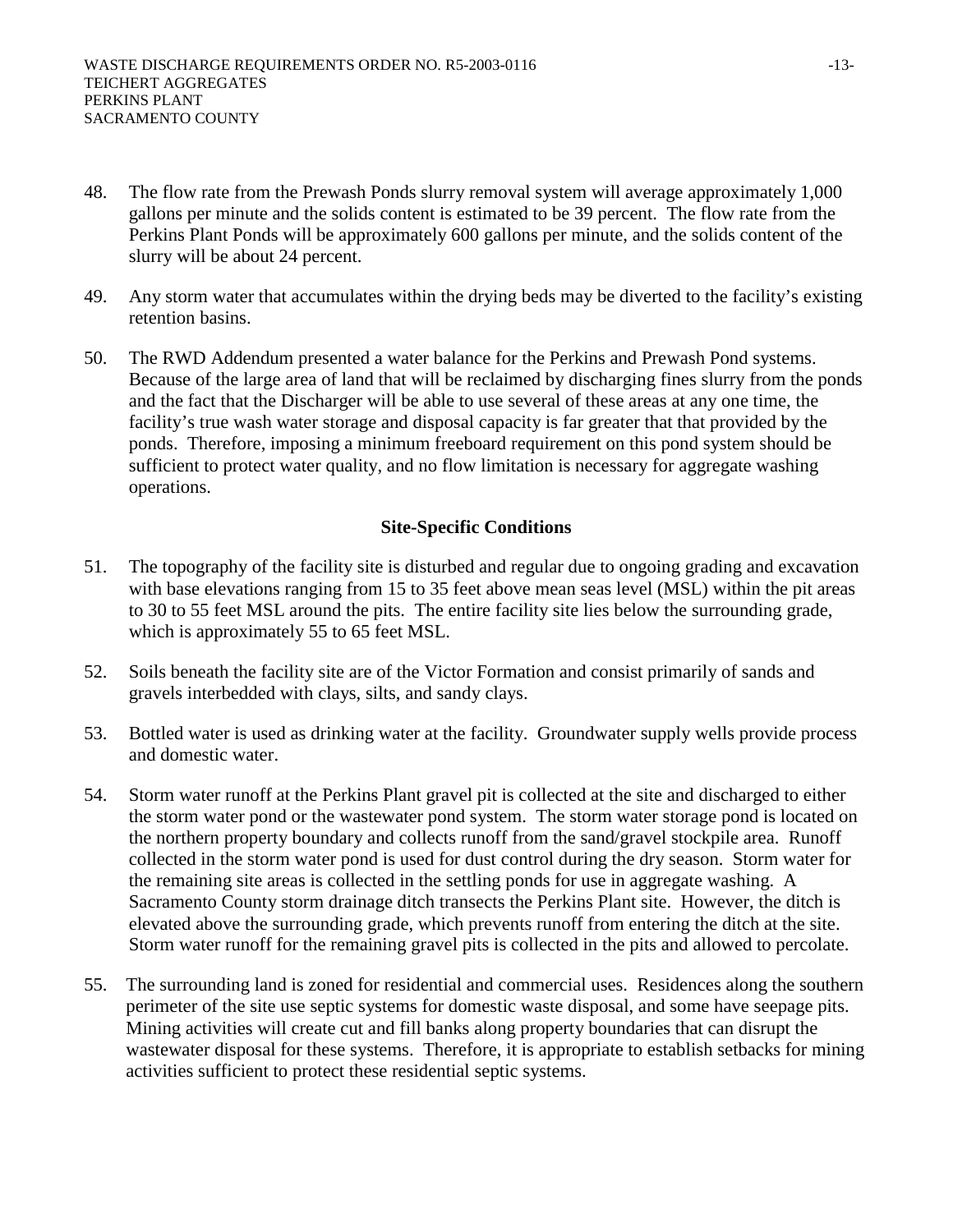48. The flow rate from the Prewash Ponds slurry removal system will average approximately 1,000 gallons per minute and the solids content is estimated to be 39 percent. The flow rate from the Perkins Plant Ponds will be approximately 600 gallons per minute, and the solids content of the slurry will be about 24 percent.

49. Any storm water that accumulates within the drying beds may be diverted to the facility's existing retention basins.

50. The RWD Addendum presented a water balance for the Perkins and Prewash Pond systems. Because of the large area of land that will be reclaimed by discharging fines slurry from the ponds and the fact that the Discharger will be able to use several of these areas at any one time, the facility's true wash water storage and disposal capacity is far greater that that provided by the ponds. Therefore, imposing a minimum freeboard requirement on this pond system should be sufficient to protect water quality, and no flow limitation is necessary for aggregate washing operations.

**Site-Specific Conditions**

51. The topography of the facility site is disturbed and regular due to ongoing grading and excavation with base elevations ranging from 15 to 35 feet above mean seas level (MSL) within the pit areas to 30 to 55 feet MSL around the pits. The entire facility site lies below the surrounding grade, which is approximately 55 to 65 feet MSL.

52. Soils beneath the facility site are of the Victor Formation and consist primarily of sands and gravels interbedded with clays, silts, and sandy clays.

53. Bottled water is used as drinking water at the facility. Groundwater supply wells provide process and domestic water.

54. Storm water runoff at the Perkins Plant gravel pit is collected at the site and discharged to either the storm water pond or the wastewater pond system. The storm water storage pond is located on the northern property boundary and collects runoff from the sand/gravel stockpile area. Runoff collected in the storm water pond is used for dust control during the dry season. Storm water for the remaining site areas is collected in the settling ponds for use in aggregate washing. A Sacramento County storm drainage ditch transects the Perkins Plant site. However, the ditch is elevated above the surrounding grade, which prevents runoff from entering the ditch at the site. Storm water runoff for the remaining gravel pits is collected in the pits and allowed to percolate.

55. The surrounding land is zoned for residential and commercial uses. Residences along the southern perimeter of the site use septic systems for domestic waste disposal, and some have seepage pits. Mining activities will create cut and fill banks along property boundaries that can disrupt the wastewater disposal for these systems. Therefore, it is appropriate to establish setbacks for mining activities sufficient to protect these residential septic systems.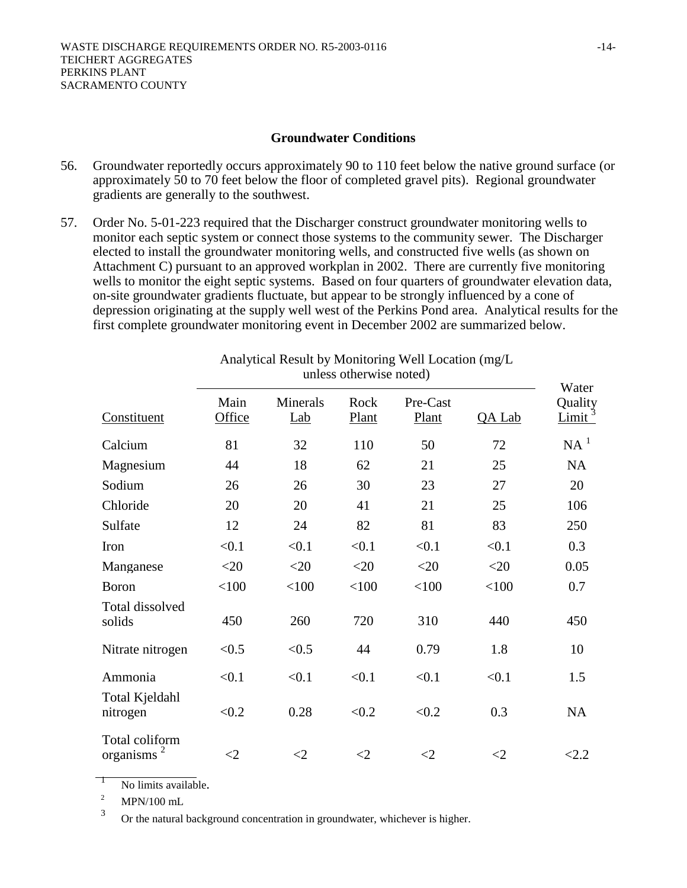## Groundwater Conditions

56. Groundwater reportedly occurs approximately 90 to 110 feet below the native ground surface (or approximately 50 to 70 feet below the floor of completed gravel pits). Regional groundwater gradients are generally to the southwest.

57. Order No. 5-01-223 required that the Discharger construct groundwater monitoring wells to monitor each septic system or connect those systems to the community sewer. The Discharger elected to install the groundwater monitoring wells, and constructed five wells (as shown on Attachment C) pursuant to an approved workplan in 2002. There are currently five monitoring wells to monitor the eight septic systems. Based on four quarters of groundwater elevation data, on-site groundwater gradients fluctuate, but appear to be strongly influenced by a cone of depression originating at the supply well west of the Perkins Pond area. Analytical results for the first complete groundwater monitoring event in December 2002 are summarized below.

| | Analytical Result by Monitoring Well Location (mg/L unless otherwise noted) | | | | | |
|---|---|---|---|---|---|---|
| Constituent | Main Office | Minerals Lab | Rock Plant | Pre-Cast Plant | QA Lab | Water Quality Limit [3] |
| Calcium | 81 | 32 | 110 | 50 | 72 | NA [1] |
| Magnesium | 44 | 18 | 62 | 21 | 25 | NA |
| Sodium | 26 | 26 | 30 | 23 | 27 | 20 |
| Chloride | 20 | 20 | 41 | 21 | 25 | 106 |
| Sulfate | 12 | 24 | 82 | 81 | 83 | 250 |
| Iron | <0.1 | <0.1 | <0.1 | <0.1 | <0.1 | 0.3 |
| Manganese | <20 | <20 | <20 | <20 | <20 | 0.05 |
| Boron | <100 | <100 | <100 | <100 | <100 | 0.7 |
| Total dissolved solids | 450 | 260 | 720 | 310 | 440 | 450 |
| Nitrate nitrogen | <0.5 | <0.5 | 44 | 0.79 | 1.8 | 10 |
| Ammonia | <0.1 | <0.1 | <0.1 | <0.1 | <0.1 | 1.5 |
| Total Kjeldahl nitrogen | <0.2 | 0.28 | <0.2 | <0.2 | 0.3 | NA |
| Total coliform organisms [2] | <2 | <2 | <2 | <2 | <2 | <2.2 |

[1] No limits available.

[2] MPN/100 mL

[3] Or the natural background concentration in groundwater, whichever is higher.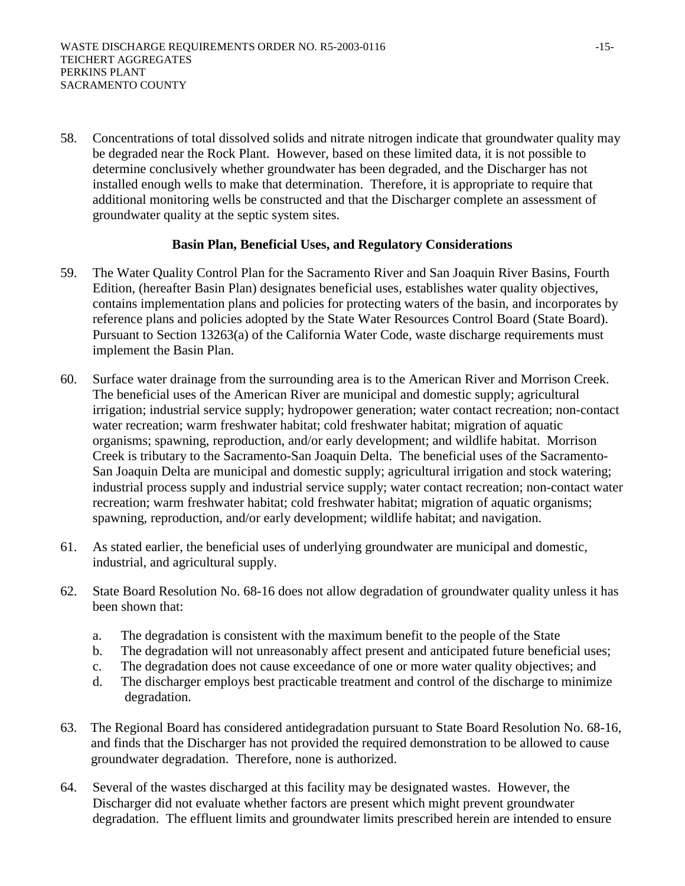58. Concentrations of total dissolved solids and nitrate nitrogen indicate that groundwater quality may be degraded near the Rock Plant. However, based on these limited data, it is not possible to determine conclusively whether groundwater has been degraded, and the Discharger has not installed enough wells to make that determination. Therefore, it is appropriate to require that additional monitoring wells be constructed and that the Discharger complete an assessment of groundwater quality at the septic system sites.

### Basin Plan, Beneficial Uses, and Regulatory Considerations

59. The Water Quality Control Plan for the Sacramento River and San Joaquin River Basins, Fourth Edition, (hereafter Basin Plan) designates beneficial uses, establishes water quality objectives, contains implementation plans and policies for protecting waters of the basin, and incorporates by reference plans and policies adopted by the State Water Resources Control Board (State Board). Pursuant to Section 13263(a) of the California Water Code, waste discharge requirements must implement the Basin Plan.

60. Surface water drainage from the surrounding area is to the American River and Morrison Creek. The beneficial uses of the American River are municipal and domestic supply; agricultural irrigation; industrial service supply; hydropower generation; water contact recreation; non-contact water recreation; warm freshwater habitat; cold freshwater habitat; migration of aquatic organisms; spawning, reproduction, and/or early development; and wildlife habitat. Morrison Creek is tributary to the Sacramento-San Joaquin Delta. The beneficial uses of the Sacramento-San Joaquin Delta are municipal and domestic supply; agricultural irrigation and stock watering; industrial process supply and industrial service supply; water contact recreation; non-contact water recreation; warm freshwater habitat; cold freshwater habitat; migration of aquatic organisms; spawning, reproduction, and/or early development; wildlife habitat; and navigation.

61. As stated earlier, the beneficial uses of underlying groundwater are municipal and domestic, industrial, and agricultural supply.

62. State Board Resolution No. 68-16 does not allow degradation of groundwater quality unless it has been shown that:

    a. The degradation is consistent with the maximum benefit to the people of the State
    b. The degradation will not unreasonably affect present and anticipated future beneficial uses;
    c. The degradation does not cause exceedance of one or more water quality objectives; and
    d. The discharger employs best practicable treatment and control of the discharge to minimize degradation.

63. The Regional Board has considered antidegradation pursuant to State Board Resolution No. 68-16, and finds that the Discharger has not provided the required demonstration to be allowed to cause groundwater degradation. Therefore, none is authorized.

64. Several of the wastes discharged at this facility may be designated wastes. However, the Discharger did not evaluate whether factors are present which might prevent groundwater degradation. The effluent limits and groundwater limits prescribed herein are intended to ensure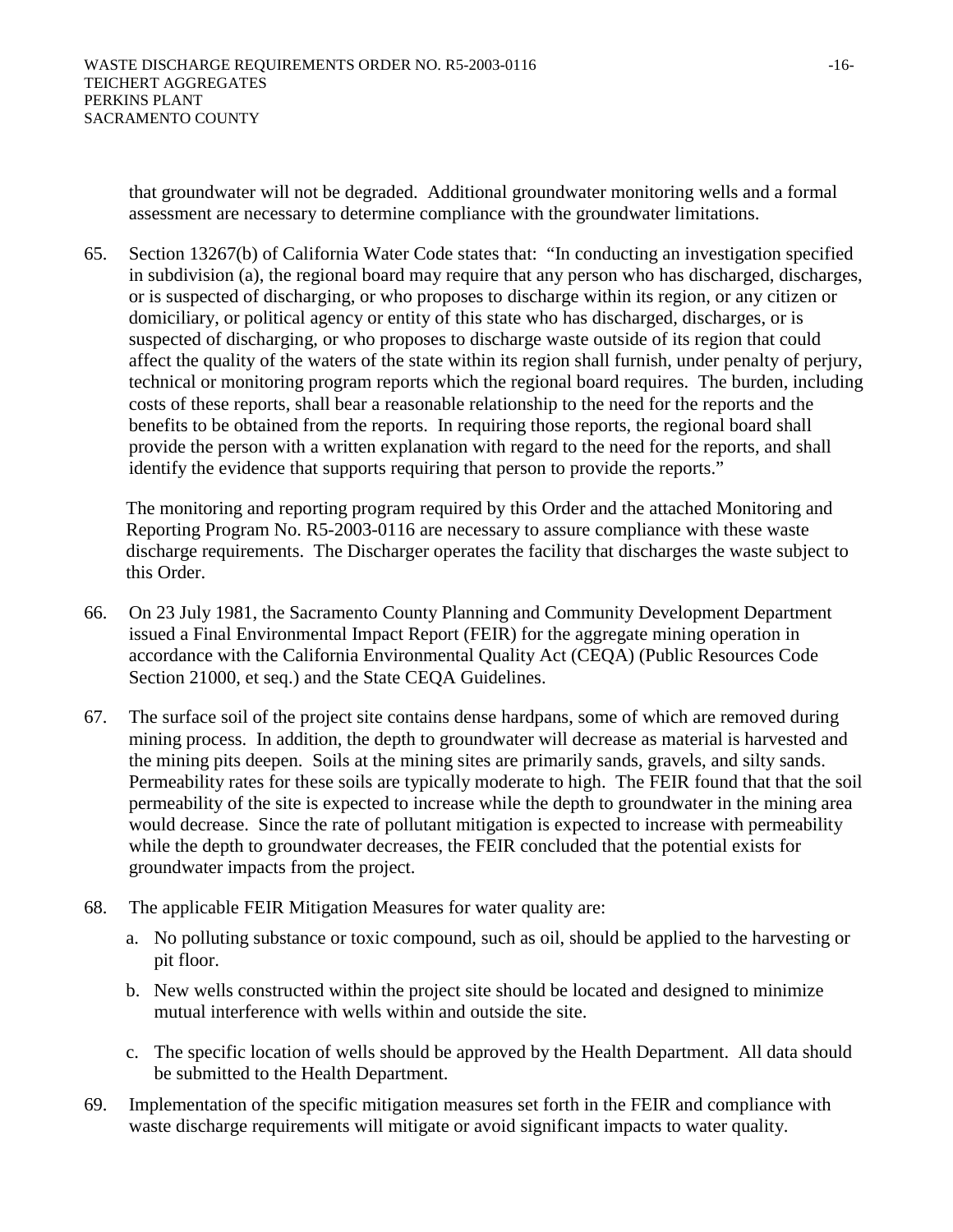that groundwater will not be degraded. Additional groundwater monitoring wells and a formal assessment are necessary to determine compliance with the groundwater limitations.

65. Section 13267(b) of California Water Code states that: "In conducting an investigation specified in subdivision (a), the regional board may require that any person who has discharged, discharges, or is suspected of discharging, or who proposes to discharge within its region, or any citizen or domiciliary, or political agency or entity of this state who has discharged, discharges, or is suspected of discharging, or who proposes to discharge waste outside of its region that could affect the quality of the waters of the state within its region shall furnish, under penalty of perjury, technical or monitoring program reports which the regional board requires. The burden, including costs of these reports, shall bear a reasonable relationship to the need for the reports and the benefits to be obtained from the reports. In requiring those reports, the regional board shall provide the person with a written explanation with regard to the need for the reports, and shall identify the evidence that supports requiring that person to provide the reports."

    The monitoring and reporting program required by this Order and the attached Monitoring and Reporting Program No. R5-2003-0116 are necessary to assure compliance with these waste discharge requirements. The Discharger operates the facility that discharges the waste subject to this Order.

66. On 23 July 1981, the Sacramento County Planning and Community Development Department issued a Final Environmental Impact Report (FEIR) for the aggregate mining operation in accordance with the California Environmental Quality Act (CEQA) (Public Resources Code Section 21000, et seq.) and the State CEQA Guidelines.

67. The surface soil of the project site contains dense hardpans, some of which are removed during mining process. In addition, the depth to groundwater will decrease as material is harvested and the mining pits deepen. Soils at the mining sites are primarily sands, gravels, and silty sands. Permeability rates for these soils are typically moderate to high. The FEIR found that that the soil permeability of the site is expected to increase while the depth to groundwater in the mining area would decrease. Since the rate of pollutant mitigation is expected to increase with permeability while the depth to groundwater decreases, the FEIR concluded that the potential exists for groundwater impacts from the project.

68. The applicable FEIR Mitigation Measures for water quality are:

    a. No polluting substance or toxic compound, such as oil, should be applied to the harvesting or pit floor.

    b. New wells constructed within the project site should be located and designed to minimize mutual interference with wells within and outside the site.

    c. The specific location of wells should be approved by the Health Department. All data should be submitted to the Health Department.

69. Implementation of the specific mitigation measures set forth in the FEIR and compliance with waste discharge requirements will mitigate or avoid significant impacts to water quality.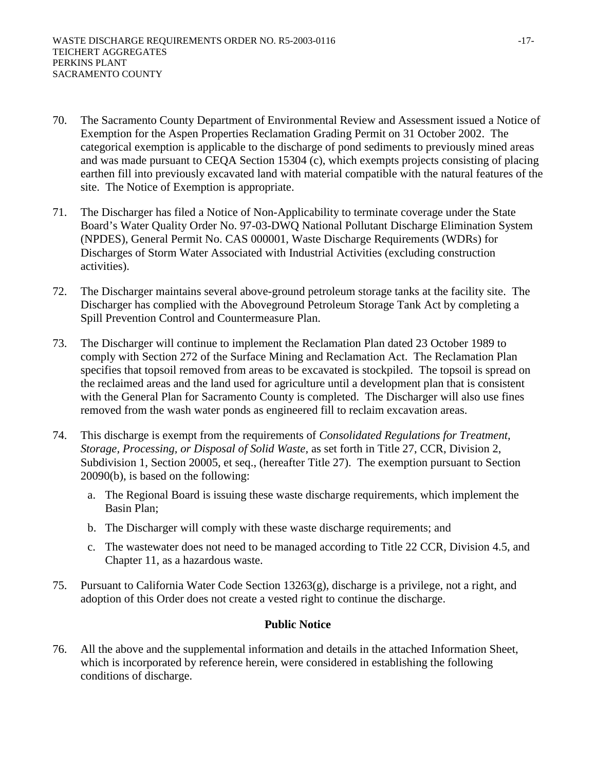70. The Sacramento County Department of Environmental Review and Assessment issued a Notice of Exemption for the Aspen Properties Reclamation Grading Permit on 31 October 2002. The categorical exemption is applicable to the discharge of pond sediments to previously mined areas and was made pursuant to CEQA Section 15304 (c), which exempts projects consisting of placing earthen fill into previously excavated land with material compatible with the natural features of the site. The Notice of Exemption is appropriate.

71. The Discharger has filed a Notice of Non-Applicability to terminate coverage under the State Board's Water Quality Order No. 97-03-DWQ National Pollutant Discharge Elimination System (NPDES), General Permit No. CAS 000001, Waste Discharge Requirements (WDRs) for Discharges of Storm Water Associated with Industrial Activities (excluding construction activities).

72. The Discharger maintains several above-ground petroleum storage tanks at the facility site. The Discharger has complied with the Aboveground Petroleum Storage Tank Act by completing a Spill Prevention Control and Countermeasure Plan.

73. The Discharger will continue to implement the Reclamation Plan dated 23 October 1989 to comply with Section 272 of the Surface Mining and Reclamation Act. The Reclamation Plan specifies that topsoil removed from areas to be excavated is stockpiled. The topsoil is spread on the reclaimed areas and the land used for agriculture until a development plan that is consistent with the General Plan for Sacramento County is completed. The Discharger will also use fines removed from the wash water ponds as engineered fill to reclaim excavation areas.

74. This discharge is exempt from the requirements of *Consolidated Regulations for Treatment, Storage, Processing, or Disposal of Solid Waste,* as set forth in Title 27, CCR, Division 2, Subdivision 1, Section 20005, et seq., (hereafter Title 27). The exemption pursuant to Section 20090(b), is based on the following:

    a. The Regional Board is issuing these waste discharge requirements, which implement the Basin Plan;

    b. The Discharger will comply with these waste discharge requirements; and

    c. The wastewater does not need to be managed according to Title 22 CCR, Division 4.5, and Chapter 11, as a hazardous waste.

75. Pursuant to California Water Code Section 13263(g), discharge is a privilege, not a right, and adoption of this Order does not create a vested right to continue the discharge.

**Public Notice**

76. All the above and the supplemental information and details in the attached Information Sheet, which is incorporated by reference herein, were considered in establishing the following conditions of discharge.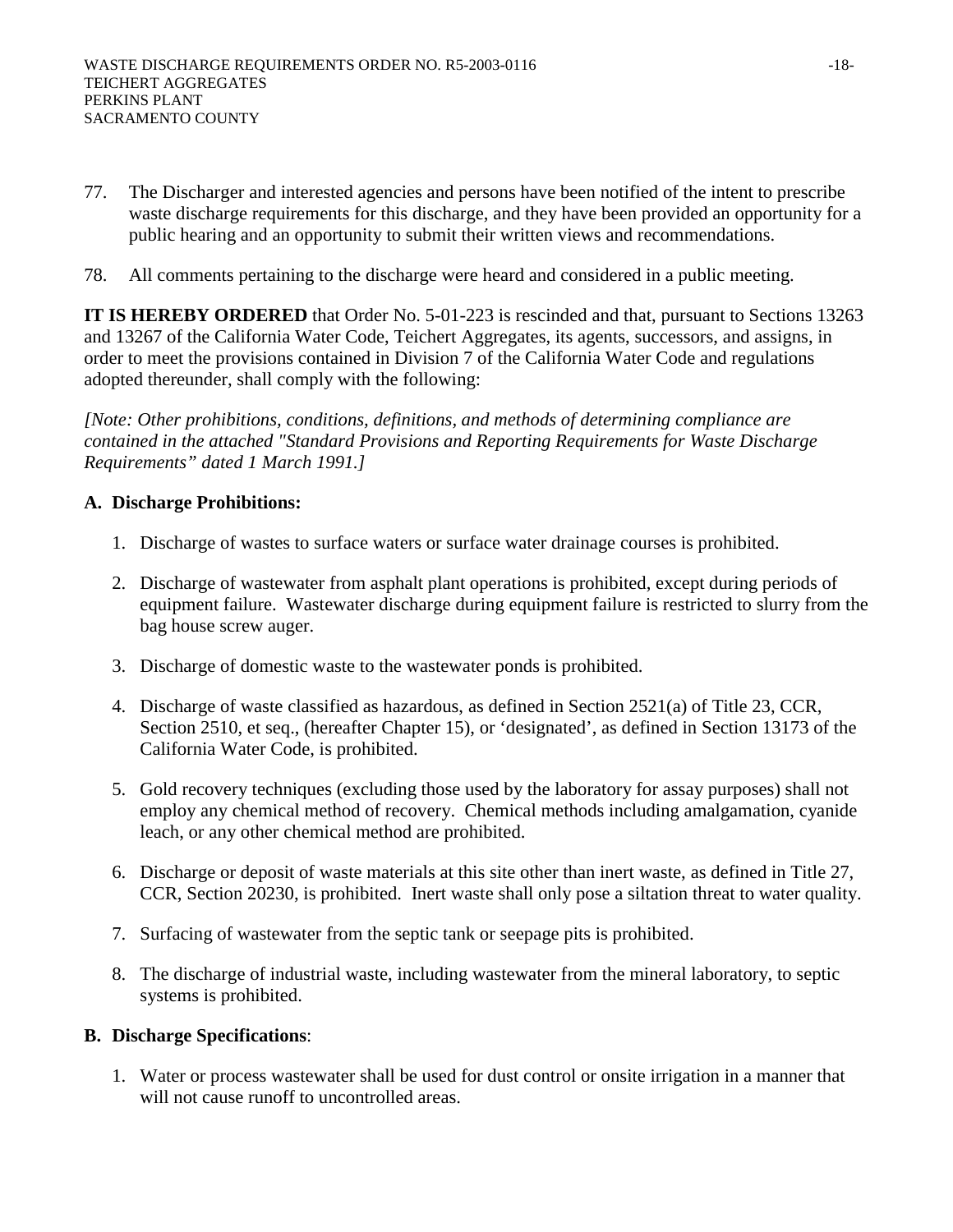77. The Discharger and interested agencies and persons have been notified of the intent to prescribe waste discharge requirements for this discharge, and they have been provided an opportunity for a public hearing and an opportunity to submit their written views and recommendations.

78. All comments pertaining to the discharge were heard and considered in a public meeting.

**IT IS HEREBY ORDERED** that Order No. 5-01-223 is rescinded and that, pursuant to Sections 13263 and 13267 of the California Water Code, Teichert Aggregates, its agents, successors, and assigns, in order to meet the provisions contained in Division 7 of the California Water Code and regulations adopted thereunder, shall comply with the following:

*[Note: Other prohibitions, conditions, definitions, and methods of determining compliance are contained in the attached "Standard Provisions and Reporting Requirements for Waste Discharge Requirements" dated 1 March 1991.]*

**A. Discharge Prohibitions:**

1. Discharge of wastes to surface waters or surface water drainage courses is prohibited.

2. Discharge of wastewater from asphalt plant operations is prohibited, except during periods of equipment failure. Wastewater discharge during equipment failure is restricted to slurry from the bag house screw auger.

3. Discharge of domestic waste to the wastewater ponds is prohibited.

4. Discharge of waste classified as hazardous, as defined in Section 2521(a) of Title 23, CCR, Section 2510, et seq., (hereafter Chapter 15), or 'designated', as defined in Section 13173 of the California Water Code, is prohibited.

5. Gold recovery techniques (excluding those used by the laboratory for assay purposes) shall not employ any chemical method of recovery. Chemical methods including amalgamation, cyanide leach, or any other chemical method are prohibited.

6. Discharge or deposit of waste materials at this site other than inert waste, as defined in Title 27, CCR, Section 20230, is prohibited. Inert waste shall only pose a siltation threat to water quality.

7. Surfacing of wastewater from the septic tank or seepage pits is prohibited.

8. The discharge of industrial waste, including wastewater from the mineral laboratory, to septic systems is prohibited.

**B. Discharge Specifications**:

1. Water or process wastewater shall be used for dust control or onsite irrigation in a manner that will not cause runoff to uncontrolled areas.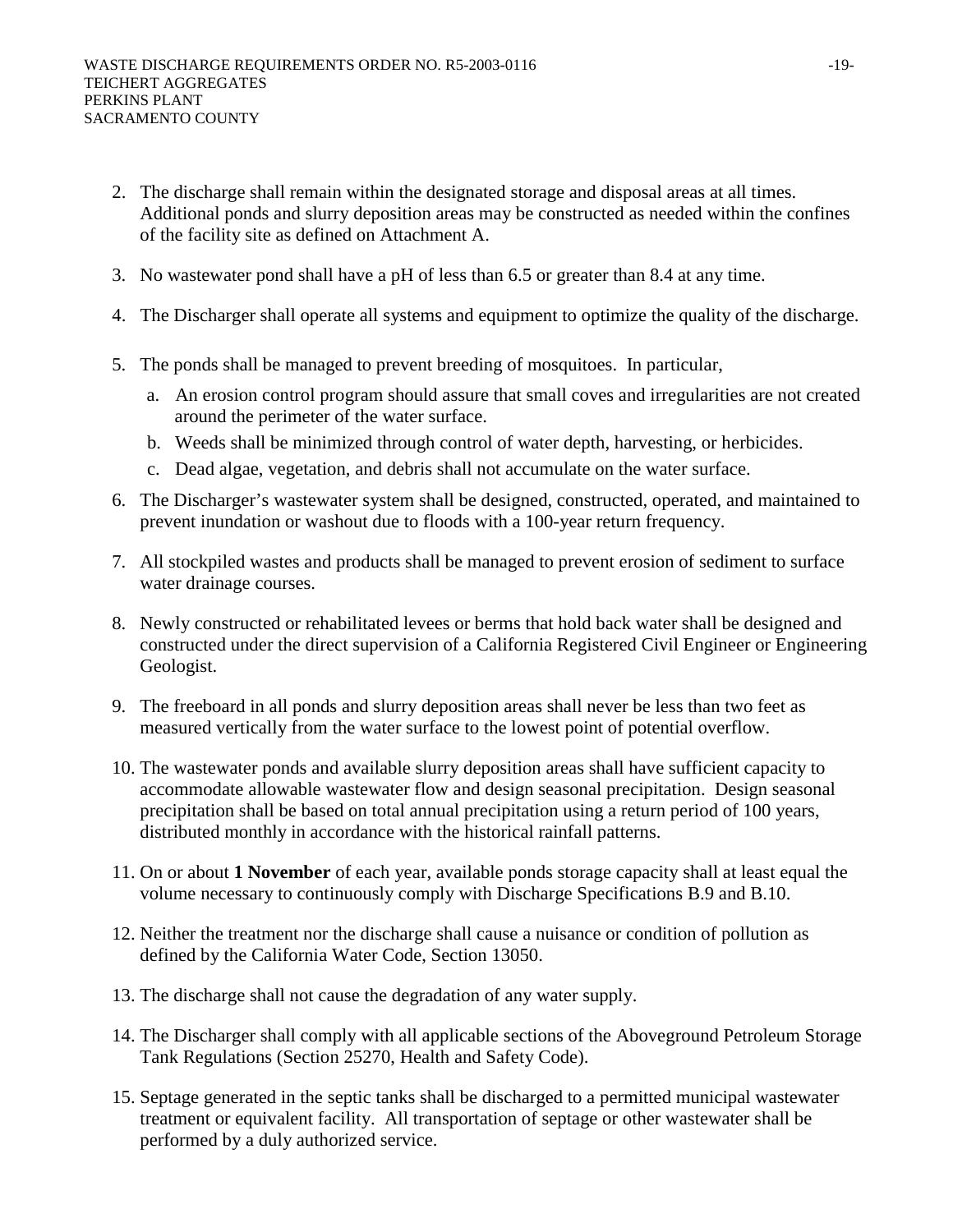2. The discharge shall remain within the designated storage and disposal areas at all times. Additional ponds and slurry deposition areas may be constructed as needed within the confines of the facility site as defined on Attachment A.

3. No wastewater pond shall have a pH of less than 6.5 or greater than 8.4 at any time.

4. The Discharger shall operate all systems and equipment to optimize the quality of the discharge.

5. The ponds shall be managed to prevent breeding of mosquitoes. In particular,

   a. An erosion control program should assure that small coves and irregularities are not created around the perimeter of the water surface.

   b. Weeds shall be minimized through control of water depth, harvesting, or herbicides.

   c. Dead algae, vegetation, and debris shall not accumulate on the water surface.

6. The Discharger's wastewater system shall be designed, constructed, operated, and maintained to prevent inundation or washout due to floods with a 100-year return frequency.

7. All stockpiled wastes and products shall be managed to prevent erosion of sediment to surface water drainage courses.

8. Newly constructed or rehabilitated levees or berms that hold back water shall be designed and constructed under the direct supervision of a California Registered Civil Engineer or Engineering Geologist.

9. The freeboard in all ponds and slurry deposition areas shall never be less than two feet as measured vertically from the water surface to the lowest point of potential overflow.

10. The wastewater ponds and available slurry deposition areas shall have sufficient capacity to accommodate allowable wastewater flow and design seasonal precipitation. Design seasonal precipitation shall be based on total annual precipitation using a return period of 100 years, distributed monthly in accordance with the historical rainfall patterns.

11. On or about **1 November** of each year, available ponds storage capacity shall at least equal the volume necessary to continuously comply with Discharge Specifications B.9 and B.10.

12. Neither the treatment nor the discharge shall cause a nuisance or condition of pollution as defined by the California Water Code, Section 13050.

13. The discharge shall not cause the degradation of any water supply.

14. The Discharger shall comply with all applicable sections of the Aboveground Petroleum Storage Tank Regulations (Section 25270, Health and Safety Code).

15. Septage generated in the septic tanks shall be discharged to a permitted municipal wastewater treatment or equivalent facility. All transportation of septage or other wastewater shall be performed by a duly authorized service.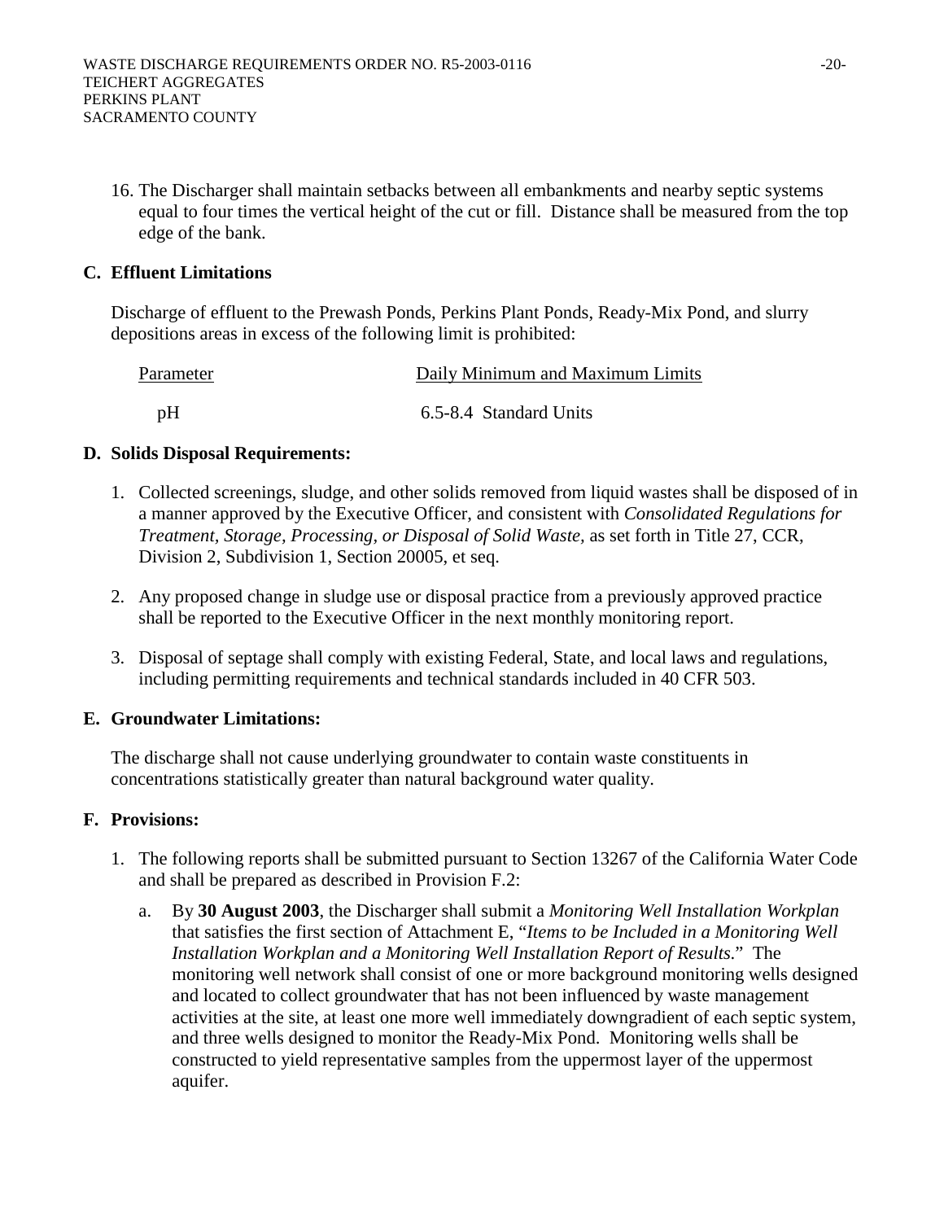16. The Discharger shall maintain setbacks between all embankments and nearby septic systems equal to four times the vertical height of the cut or fill. Distance shall be measured from the top edge of the bank.

## C. Effluent Limitations

Discharge of effluent to the Prewash Ponds, Perkins Plant Ponds, Ready-Mix Pond, and slurry depositions areas in excess of the following limit is prohibited:

| Parameter | Daily Minimum and Maximum Limits |
|---|---|
| pH | 6.5-8.4 Standard Units |

## D. Solids Disposal Requirements:

1. Collected screenings, sludge, and other solids removed from liquid wastes shall be disposed of in a manner approved by the Executive Officer, and consistent with *Consolidated Regulations for Treatment, Storage, Processing, or Disposal of Solid Waste*, as set forth in Title 27, CCR, Division 2, Subdivision 1, Section 20005, et seq.

2. Any proposed change in sludge use or disposal practice from a previously approved practice shall be reported to the Executive Officer in the next monthly monitoring report.

3. Disposal of septage shall comply with existing Federal, State, and local laws and regulations, including permitting requirements and technical standards included in 40 CFR 503.

## E. Groundwater Limitations:

The discharge shall not cause underlying groundwater to contain waste constituents in concentrations statistically greater than natural background water quality.

## F. Provisions:

1. The following reports shall be submitted pursuant to Section 13267 of the California Water Code and shall be prepared as described in Provision F.2:

   a. By **30 August 2003**, the Discharger shall submit a *Monitoring Well Installation Workplan* that satisfies the first section of Attachment E, "*Items to be Included in a Monitoring Well Installation Workplan and a Monitoring Well Installation Report of Results*." The monitoring well network shall consist of one or more background monitoring wells designed and located to collect groundwater that has not been influenced by waste management activities at the site, at least one more well immediately downgradient of each septic system, and three wells designed to monitor the Ready-Mix Pond. Monitoring wells shall be constructed to yield representative samples from the uppermost layer of the uppermost aquifer.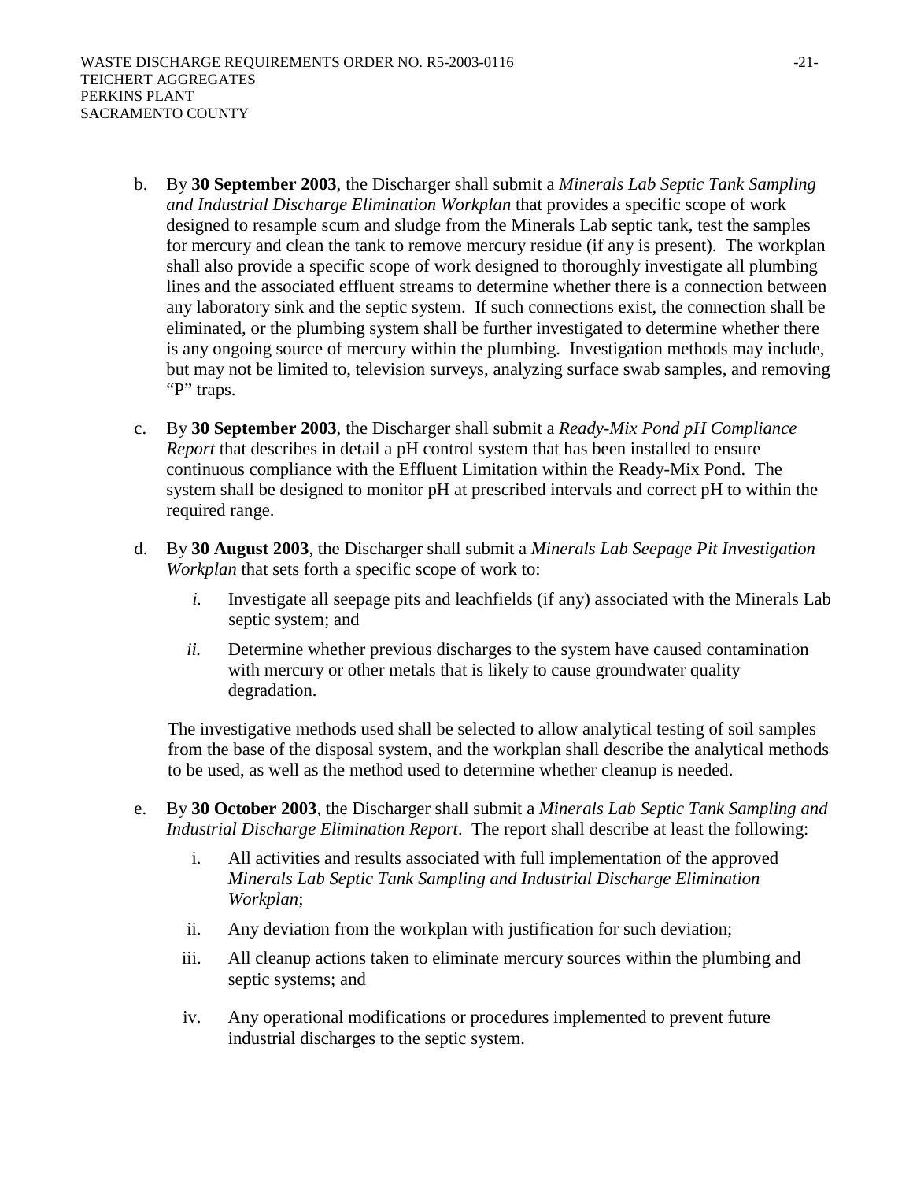b. By **30 September 2003**, the Discharger shall submit a *Minerals Lab Septic Tank Sampling and Industrial Discharge Elimination Workplan* that provides a specific scope of work designed to resample scum and sludge from the Minerals Lab septic tank, test the samples for mercury and clean the tank to remove mercury residue (if any is present). The workplan shall also provide a specific scope of work designed to thoroughly investigate all plumbing lines and the associated effluent streams to determine whether there is a connection between any laboratory sink and the septic system. If such connections exist, the connection shall be eliminated, or the plumbing system shall be further investigated to determine whether there is any ongoing source of mercury within the plumbing. Investigation methods may include, but may not be limited to, television surveys, analyzing surface swab samples, and removing "P" traps.

c. By **30 September 2003**, the Discharger shall submit a *Ready-Mix Pond pH Compliance Report* that describes in detail a pH control system that has been installed to ensure continuous compliance with the Effluent Limitation within the Ready-Mix Pond. The system shall be designed to monitor pH at prescribed intervals and correct pH to within the required range.

d. By **30 August 2003**, the Discharger shall submit a *Minerals Lab Seepage Pit Investigation Workplan* that sets forth a specific scope of work to:

   *i.* Investigate all seepage pits and leachfields (if any) associated with the Minerals Lab septic system; and

   *ii.* Determine whether previous discharges to the system have caused contamination with mercury or other metals that is likely to cause groundwater quality degradation.

   The investigative methods used shall be selected to allow analytical testing of soil samples from the base of the disposal system, and the workplan shall describe the analytical methods to be used, as well as the method used to determine whether cleanup is needed.

e. By **30 October 2003**, the Discharger shall submit a *Minerals Lab Septic Tank Sampling and Industrial Discharge Elimination Report*. The report shall describe at least the following:

   i. All activities and results associated with full implementation of the approved *Minerals Lab Septic Tank Sampling and Industrial Discharge Elimination Workplan*;

   ii. Any deviation from the workplan with justification for such deviation;

   iii. All cleanup actions taken to eliminate mercury sources within the plumbing and septic systems; and

   iv. Any operational modifications or procedures implemented to prevent future industrial discharges to the septic system.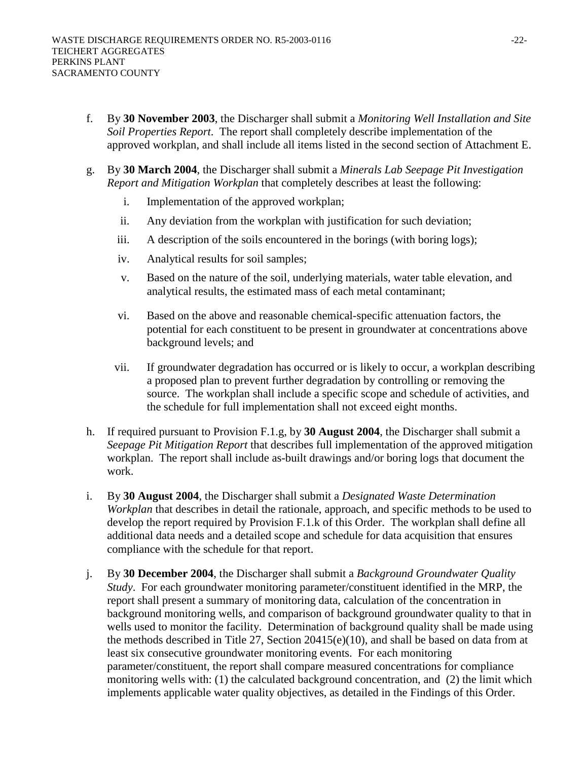f. By **30 November 2003**, the Discharger shall submit a *Monitoring Well Installation and Site Soil Properties Report*. The report shall completely describe implementation of the approved workplan, and shall include all items listed in the second section of Attachment E.

g. By **30 March 2004**, the Discharger shall submit a *Minerals Lab Seepage Pit Investigation Report and Mitigation Workplan* that completely describes at least the following:

   i. Implementation of the approved workplan;

   ii. Any deviation from the workplan with justification for such deviation;

   iii. A description of the soils encountered in the borings (with boring logs);

   iv. Analytical results for soil samples;

   v. Based on the nature of the soil, underlying materials, water table elevation, and analytical results, the estimated mass of each metal contaminant;

   vi. Based on the above and reasonable chemical-specific attenuation factors, the potential for each constituent to be present in groundwater at concentrations above background levels; and

   vii. If groundwater degradation has occurred or is likely to occur, a workplan describing a proposed plan to prevent further degradation by controlling or removing the source. The workplan shall include a specific scope and schedule of activities, and the schedule for full implementation shall not exceed eight months.

h. If required pursuant to Provision F.1.g, by **30 August 2004**, the Discharger shall submit a *Seepage Pit Mitigation Report* that describes full implementation of the approved mitigation workplan. The report shall include as-built drawings and/or boring logs that document the work.

i. By **30 August 2004**, the Discharger shall submit a *Designated Waste Determination Workplan* that describes in detail the rationale, approach, and specific methods to be used to develop the report required by Provision F.1.k of this Order. The workplan shall define all additional data needs and a detailed scope and schedule for data acquisition that ensures compliance with the schedule for that report.

j. By **30 December 2004**, the Discharger shall submit a *Background Groundwater Quality Study*. For each groundwater monitoring parameter/constituent identified in the MRP, the report shall present a summary of monitoring data, calculation of the concentration in background monitoring wells, and comparison of background groundwater quality to that in wells used to monitor the facility. Determination of background quality shall be made using the methods described in Title 27, Section 20415(e)(10), and shall be based on data from at least six consecutive groundwater monitoring events. For each monitoring parameter/constituent, the report shall compare measured concentrations for compliance monitoring wells with: (1) the calculated background concentration, and (2) the limit which implements applicable water quality objectives, as detailed in the Findings of this Order.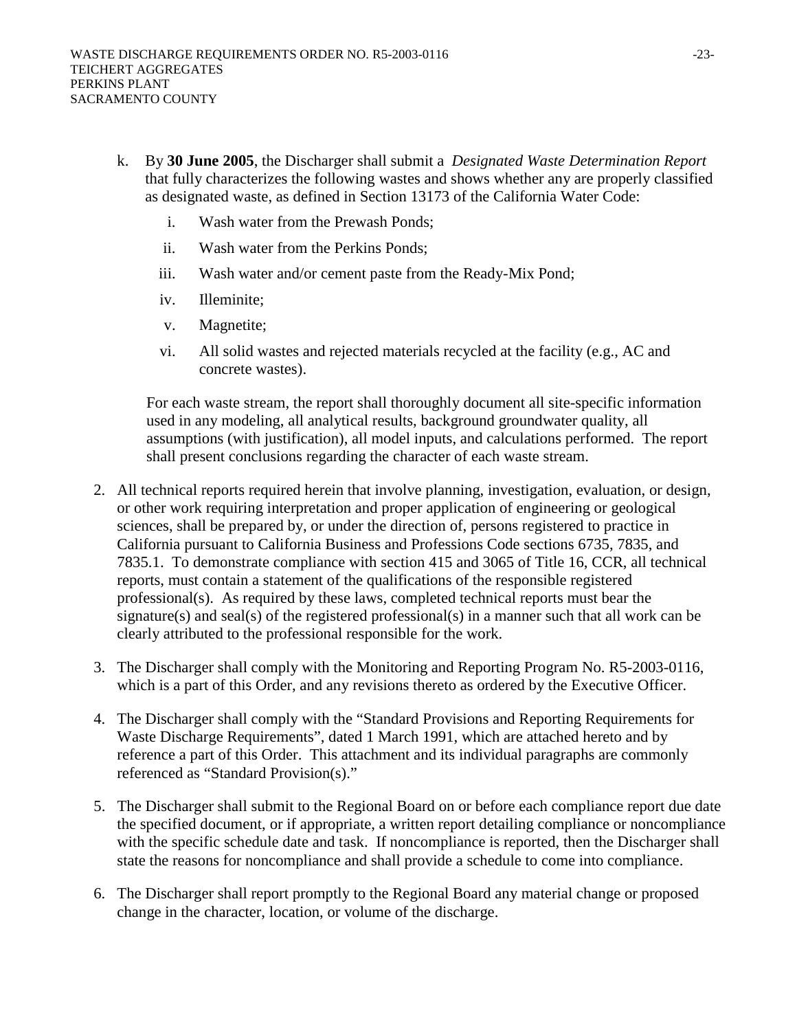k. By **30 June 2005**, the Discharger shall submit a *Designated Waste Determination Report* that fully characterizes the following wastes and shows whether any are properly classified as designated waste, as defined in Section 13173 of the California Water Code:

   i. Wash water from the Prewash Ponds;

   ii. Wash water from the Perkins Ponds;

   iii. Wash water and/or cement paste from the Ready-Mix Pond;

   iv. Illeminite;

   v. Magnetite;

   vi. All solid wastes and rejected materials recycled at the facility (e.g., AC and concrete wastes).

   For each waste stream, the report shall thoroughly document all site-specific information used in any modeling, all analytical results, background groundwater quality, all assumptions (with justification), all model inputs, and calculations performed. The report shall present conclusions regarding the character of each waste stream.

2. All technical reports required herein that involve planning, investigation, evaluation, or design, or other work requiring interpretation and proper application of engineering or geological sciences, shall be prepared by, or under the direction of, persons registered to practice in California pursuant to California Business and Professions Code sections 6735, 7835, and 7835.1. To demonstrate compliance with section 415 and 3065 of Title 16, CCR, all technical reports, must contain a statement of the qualifications of the responsible registered professional(s). As required by these laws, completed technical reports must bear the signature(s) and seal(s) of the registered professional(s) in a manner such that all work can be clearly attributed to the professional responsible for the work.

3. The Discharger shall comply with the Monitoring and Reporting Program No. R5-2003-0116, which is a part of this Order, and any revisions thereto as ordered by the Executive Officer.

4. The Discharger shall comply with the "Standard Provisions and Reporting Requirements for Waste Discharge Requirements", dated 1 March 1991, which are attached hereto and by reference a part of this Order. This attachment and its individual paragraphs are commonly referenced as "Standard Provision(s)."

5. The Discharger shall submit to the Regional Board on or before each compliance report due date the specified document, or if appropriate, a written report detailing compliance or noncompliance with the specific schedule date and task. If noncompliance is reported, then the Discharger shall state the reasons for noncompliance and shall provide a schedule to come into compliance.

6. The Discharger shall report promptly to the Regional Board any material change or proposed change in the character, location, or volume of the discharge.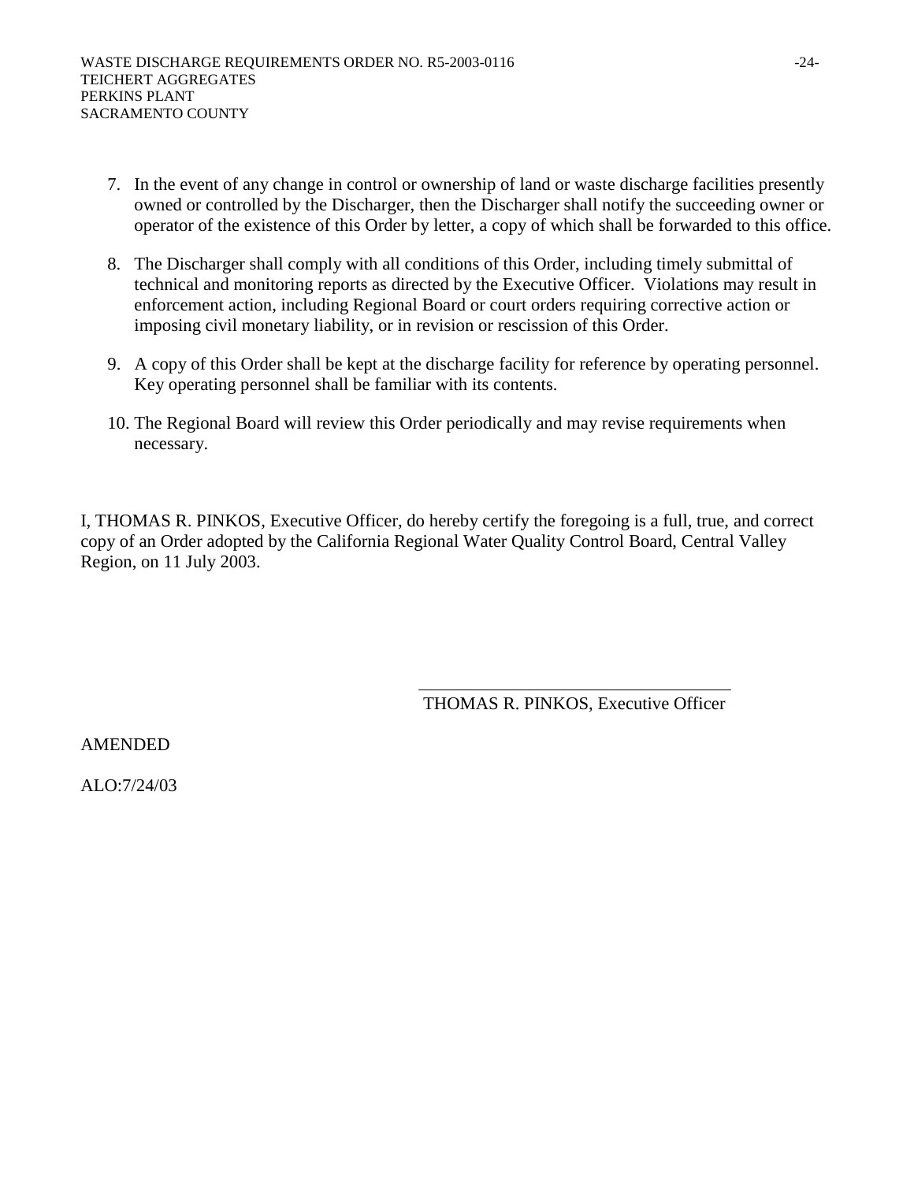7. In the event of any change in control or ownership of land or waste discharge facilities presently owned or controlled by the Discharger, then the Discharger shall notify the succeeding owner or operator of the existence of this Order by letter, a copy of which shall be forwarded to this office.

8. The Discharger shall comply with all conditions of this Order, including timely submittal of technical and monitoring reports as directed by the Executive Officer. Violations may result in enforcement action, including Regional Board or court orders requiring corrective action or imposing civil monetary liability, or in revision or rescission of this Order.

9. A copy of this Order shall be kept at the discharge facility for reference by operating personnel. Key operating personnel shall be familiar with its contents.

10. The Regional Board will review this Order periodically and may revise requirements when necessary.

I, THOMAS R. PINKOS, Executive Officer, do hereby certify the foregoing is a full, true, and correct copy of an Order adopted by the California Regional Water Quality Control Board, Central Valley Region, on 11 July 2003.

THOMAS R. PINKOS, Executive Officer

AMENDED

ALO:7/24/03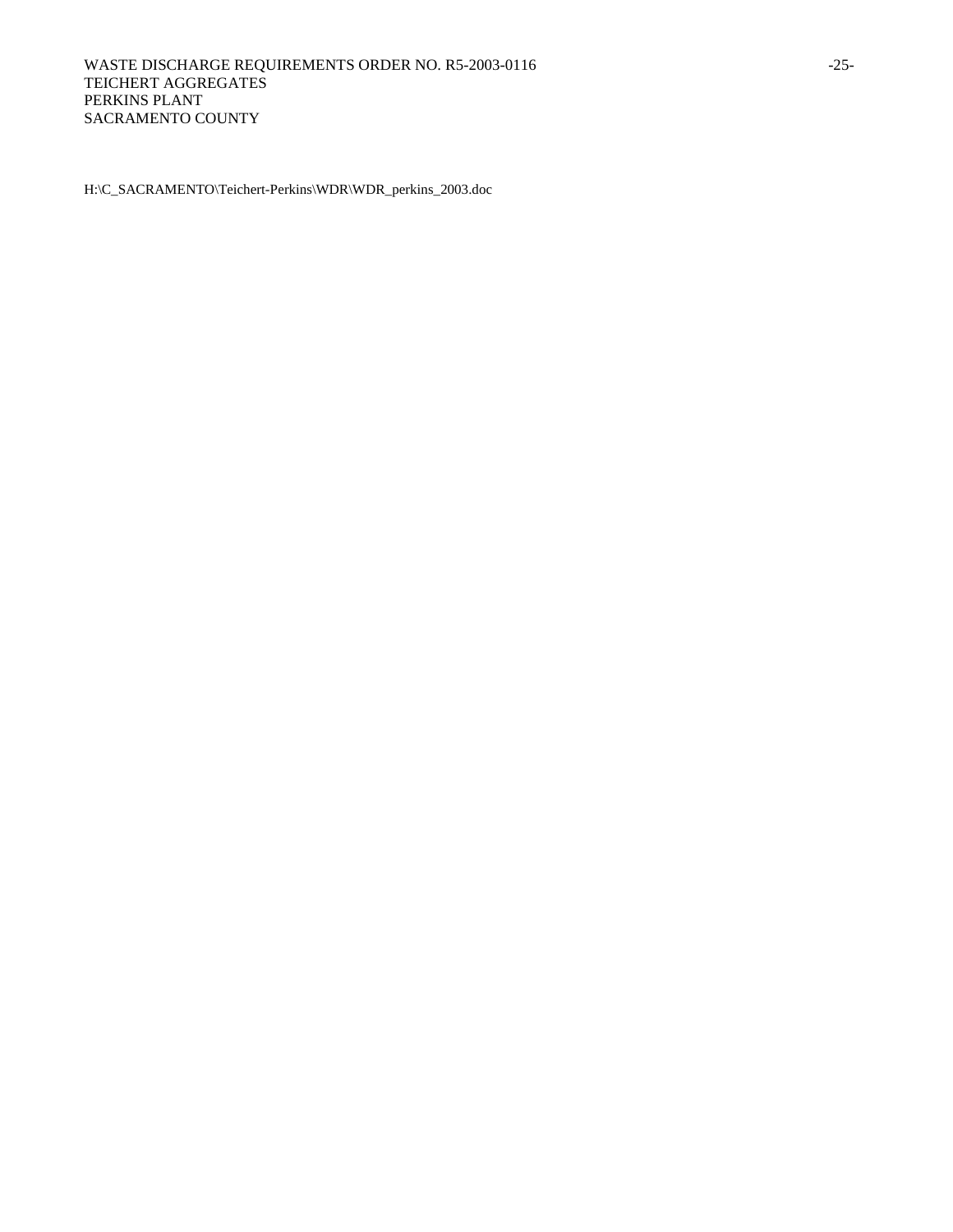H:\C_SACRAMENTO\Teichert-Perkins\WDR\WDR_perkins_2003.doc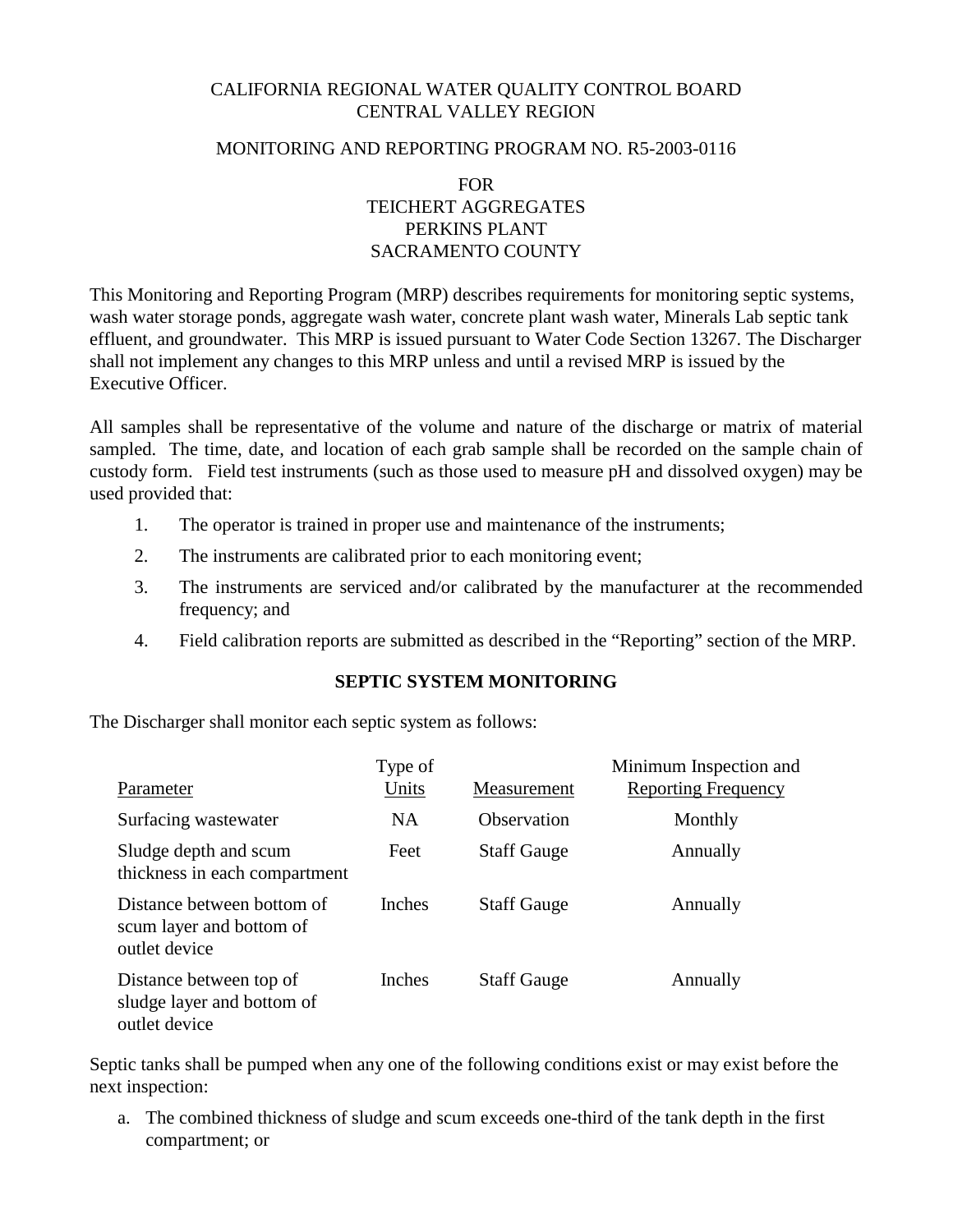CALIFORNIA REGIONAL WATER QUALITY CONTROL BOARD
CENTRAL VALLEY REGION

MONITORING AND REPORTING PROGRAM NO. R5-2003-0116

FOR
TEICHERT AGGREGATES
PERKINS PLANT
SACRAMENTO COUNTY

This Monitoring and Reporting Program (MRP) describes requirements for monitoring septic systems, wash water storage ponds, aggregate wash water, concrete plant wash water, Minerals Lab septic tank effluent, and groundwater. This MRP is issued pursuant to Water Code Section 13267. The Discharger shall not implement any changes to this MRP unless and until a revised MRP is issued by the Executive Officer.

All samples shall be representative of the volume and nature of the discharge or matrix of material sampled. The time, date, and location of each grab sample shall be recorded on the sample chain of custody form. Field test instruments (such as those used to measure pH and dissolved oxygen) may be used provided that:

1. The operator is trained in proper use and maintenance of the instruments;
2. The instruments are calibrated prior to each monitoring event;
3. The instruments are serviced and/or calibrated by the manufacturer at the recommended frequency; and
4. Field calibration reports are submitted as described in the "Reporting" section of the MRP.

**SEPTIC SYSTEM MONITORING**

The Discharger shall monitor each septic system as follows:

| Parameter | Type of Units | Measurement | Minimum Inspection and Reporting Frequency |
|---|---|---|---|
| Surfacing wastewater | NA | Observation | Monthly |
| Sludge depth and scum thickness in each compartment | Feet | Staff Gauge | Annually |
| Distance between bottom of scum layer and bottom of outlet device | Inches | Staff Gauge | Annually |
| Distance between top of sludge layer and bottom of outlet device | Inches | Staff Gauge | Annually |

Septic tanks shall be pumped when any one of the following conditions exist or may exist before the next inspection:

a. The combined thickness of sludge and scum exceeds one-third of the tank depth in the first compartment; or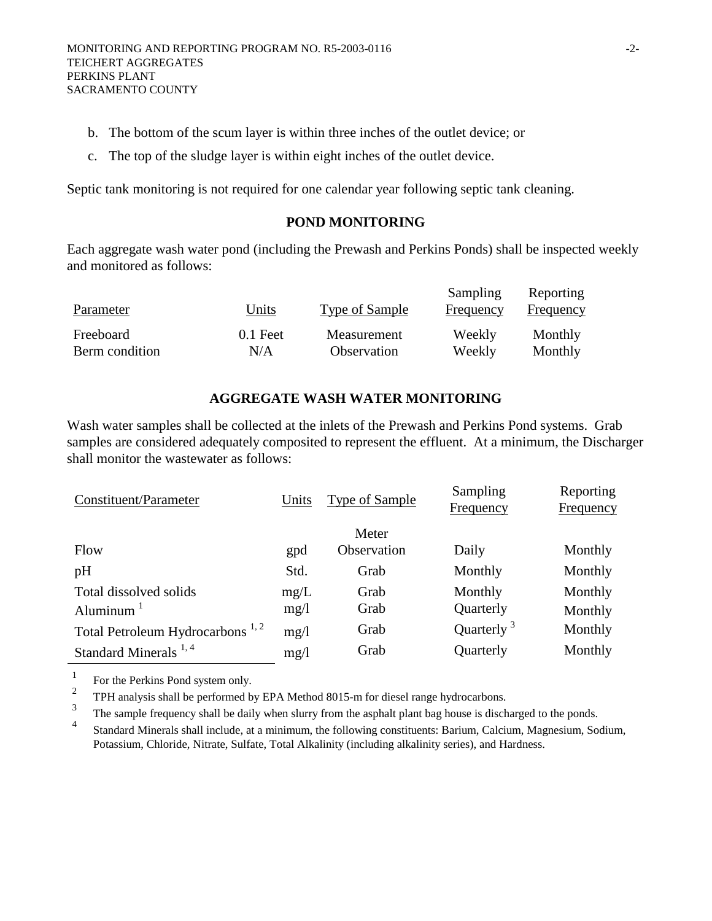b. The bottom of the scum layer is within three inches of the outlet device; or

c. The top of the sludge layer is within eight inches of the outlet device.

Septic tank monitoring is not required for one calendar year following septic tank cleaning.

## POND MONITORING

Each aggregate wash water pond (including the Prewash and Perkins Ponds) shall be inspected weekly and monitored as follows:

| Parameter | Units | Type of Sample | Sampling Frequency | Reporting Frequency |
|---|---|---|---|---|
| Freeboard | 0.1 Feet | Measurement | Weekly | Monthly |
| Berm condition | N/A | Observation | Weekly | Monthly |

## AGGREGATE WASH WATER MONITORING

Wash water samples shall be collected at the inlets of the Prewash and Perkins Pond systems. Grab samples are considered adequately composited to represent the effluent. At a minimum, the Discharger shall monitor the wastewater as follows:

| Constituent/Parameter | Units | Type of Sample | Sampling Frequency | Reporting Frequency |
|---|---|---|---|---|
| Flow | gpd | Meter Observation | Daily | Monthly |
| pH | Std. | Grab | Monthly | Monthly |
| Total dissolved solids | mg/L | Grab | Monthly | Monthly |
| Aluminum [1] | mg/l | Grab | Quarterly | Monthly |
| Total Petroleum Hydrocarbons [1, 2] | mg/l | Grab | Quarterly [3] | Monthly |
| Standard Minerals [1, 4] | mg/l | Grab | Quarterly | Monthly |

[1] For the Perkins Pond system only.

[2] TPH analysis shall be performed by EPA Method 8015-m for diesel range hydrocarbons.

[3] The sample frequency shall be daily when slurry from the asphalt plant bag house is discharged to the ponds.

[4] Standard Minerals shall include, at a minimum, the following constituents: Barium, Calcium, Magnesium, Sodium, Potassium, Chloride, Nitrate, Sulfate, Total Alkalinity (including alkalinity series), and Hardness.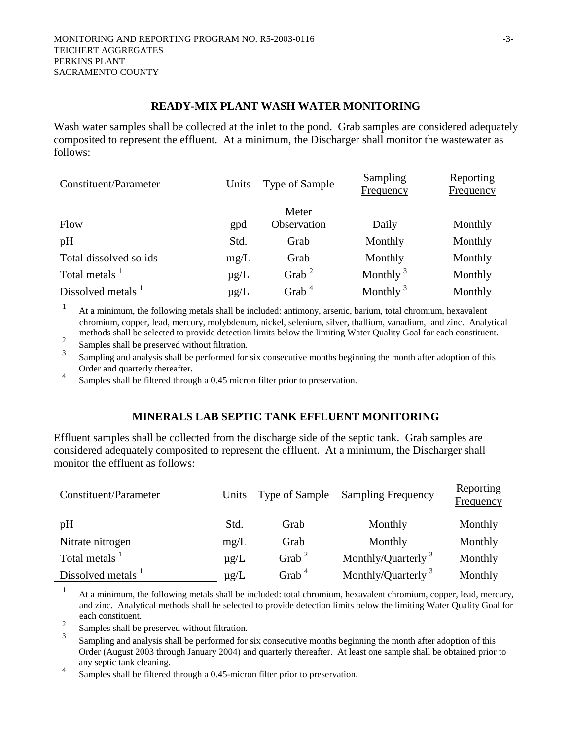## READY-MIX PLANT WASH WATER MONITORING

Wash water samples shall be collected at the inlet to the pond. Grab samples are considered adequately composited to represent the effluent. At a minimum, the Discharger shall monitor the wastewater as follows:

| Constituent/Parameter | Units | Type of Sample | Sampling Frequency | Reporting Frequency |
|---|---|---|---|---|
| Flow | gpd | Meter Observation | Daily | Monthly |
| pH | Std. | Grab | Monthly | Monthly |
| Total dissolved solids | mg/L | Grab | Monthly | Monthly |
| Total metals [1] | µg/L | Grab [2] | Monthly [3] | Monthly |
| Dissolved metals [1] | µg/L | Grab [4] | Monthly [3] | Monthly |

[1] At a minimum, the following metals shall be included: antimony, arsenic, barium, total chromium, hexavalent chromium, copper, lead, mercury, molybdenum, nickel, selenium, silver, thallium, vanadium, and zinc. Analytical methods shall be selected to provide detection limits below the limiting Water Quality Goal for each constituent.

[2] Samples shall be preserved without filtration.

[3] Sampling and analysis shall be performed for six consecutive months beginning the month after adoption of this Order and quarterly thereafter.

[4] Samples shall be filtered through a 0.45 micron filter prior to preservation.

## MINERALS LAB SEPTIC TANK EFFLUENT MONITORING

Effluent samples shall be collected from the discharge side of the septic tank. Grab samples are considered adequately composited to represent the effluent. At a minimum, the Discharger shall monitor the effluent as follows:

| Constituent/Parameter | Units | Type of Sample | Sampling Frequency | Reporting Frequency |
|---|---|---|---|---|
| pH | Std. | Grab | Monthly | Monthly |
| Nitrate nitrogen | mg/L | Grab | Monthly | Monthly |
| Total metals [1] | µg/L | Grab [2] | Monthly/Quarterly [3] | Monthly |
| Dissolved metals [1] | µg/L | Grab [4] | Monthly/Quarterly [3] | Monthly |

[1] At a minimum, the following metals shall be included: total chromium, hexavalent chromium, copper, lead, mercury, and zinc. Analytical methods shall be selected to provide detection limits below the limiting Water Quality Goal for each constituent.

[2] Samples shall be preserved without filtration.

[3] Sampling and analysis shall be performed for six consecutive months beginning the month after adoption of this Order (August 2003 through January 2004) and quarterly thereafter. At least one sample shall be obtained prior to any septic tank cleaning.

[4] Samples shall be filtered through a 0.45-micron filter prior to preservation.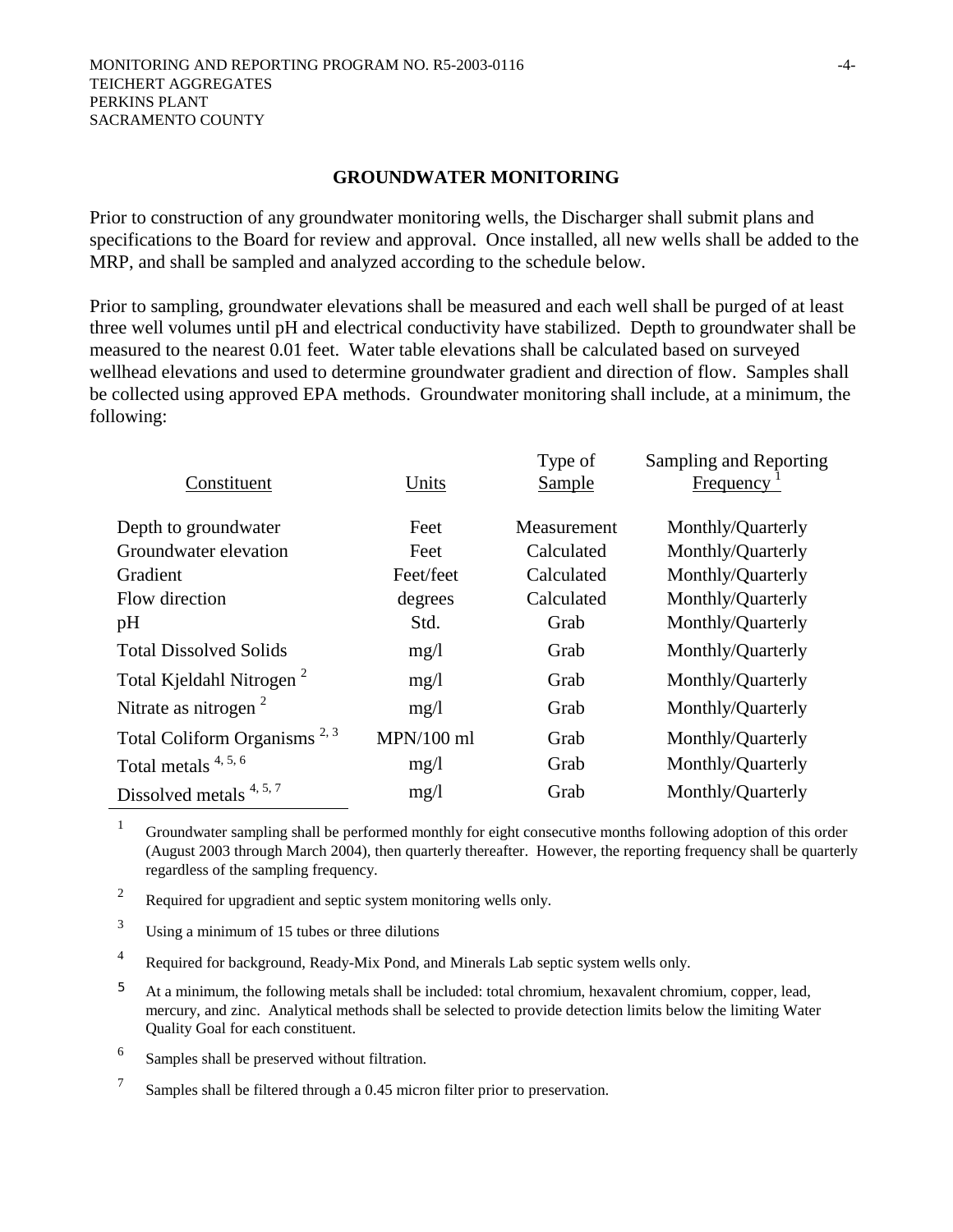## GROUNDWATER MONITORING

Prior to construction of any groundwater monitoring wells, the Discharger shall submit plans and specifications to the Board for review and approval. Once installed, all new wells shall be added to the MRP, and shall be sampled and analyzed according to the schedule below.

Prior to sampling, groundwater elevations shall be measured and each well shall be purged of at least three well volumes until pH and electrical conductivity have stabilized. Depth to groundwater shall be measured to the nearest 0.01 feet. Water table elevations shall be calculated based on surveyed wellhead elevations and used to determine groundwater gradient and direction of flow. Samples shall be collected using approved EPA methods. Groundwater monitoring shall include, at a minimum, the following:

| Constituent | Units | Type of Sample | Sampling and Reporting Frequency [1] |
|---|---|---|---|
| Depth to groundwater | Feet | Measurement | Monthly/Quarterly |
| Groundwater elevation | Feet | Calculated | Monthly/Quarterly |
| Gradient | Feet/feet | Calculated | Monthly/Quarterly |
| Flow direction | degrees | Calculated | Monthly/Quarterly |
| pH | Std. | Grab | Monthly/Quarterly |
| Total Dissolved Solids | mg/l | Grab | Monthly/Quarterly |
| Total Kjeldahl Nitrogen [2] | mg/l | Grab | Monthly/Quarterly |
| Nitrate as nitrogen [2] | mg/l | Grab | Monthly/Quarterly |
| Total Coliform Organisms [2, 3] | MPN/100 ml | Grab | Monthly/Quarterly |
| Total metals [4, 5, 6] | mg/l | Grab | Monthly/Quarterly |
| Dissolved metals [4, 5, 7] | mg/l | Grab | Monthly/Quarterly |

[1] Groundwater sampling shall be performed monthly for eight consecutive months following adoption of this order (August 2003 through March 2004), then quarterly thereafter. However, the reporting frequency shall be quarterly regardless of the sampling frequency.

[2] Required for upgradient and septic system monitoring wells only.

[3] Using a minimum of 15 tubes or three dilutions

[4] Required for background, Ready-Mix Pond, and Minerals Lab septic system wells only.

[5] At a minimum, the following metals shall be included: total chromium, hexavalent chromium, copper, lead, mercury, and zinc. Analytical methods shall be selected to provide detection limits below the limiting Water Quality Goal for each constituent.

[6] Samples shall be preserved without filtration.

[7] Samples shall be filtered through a 0.45 micron filter prior to preservation.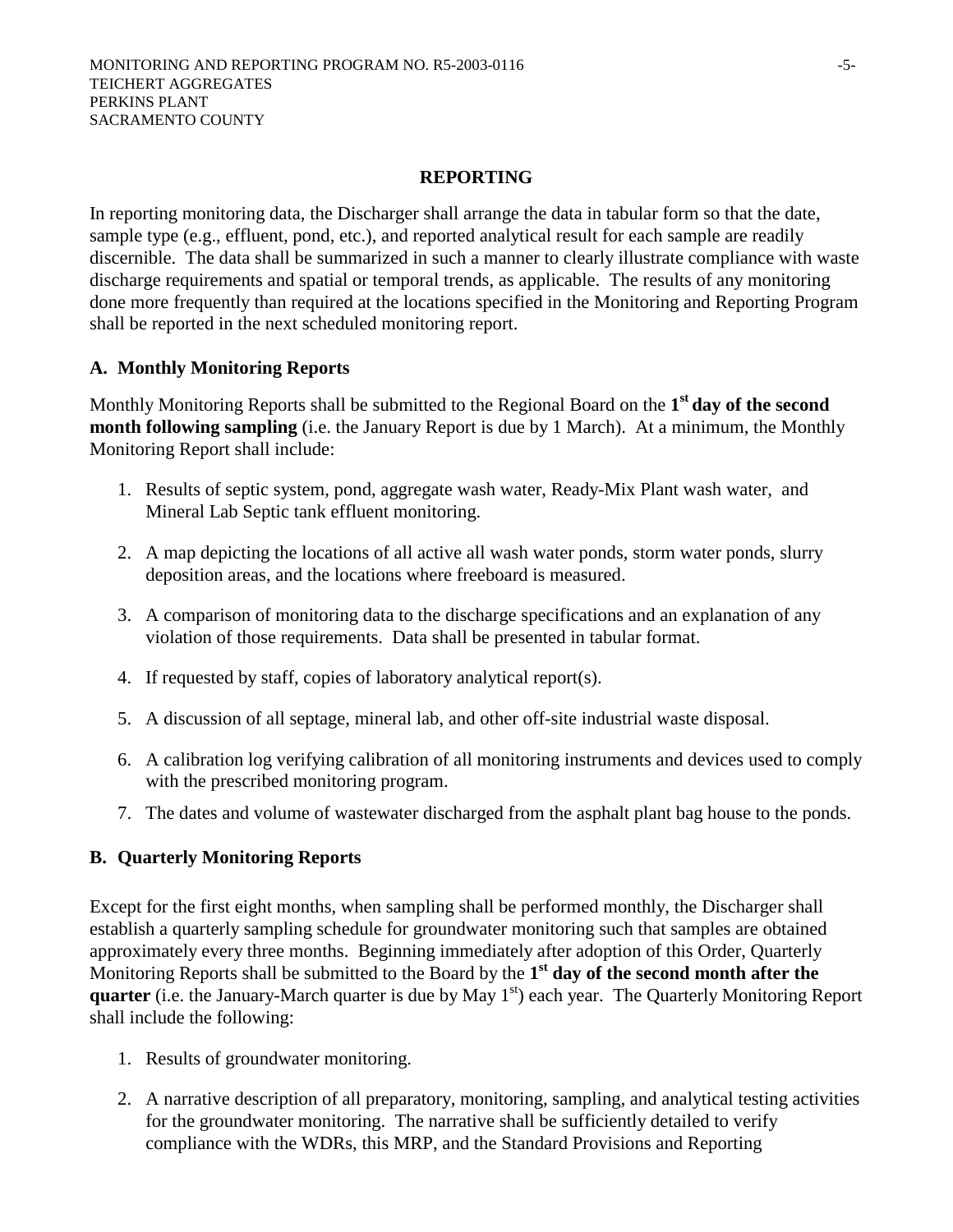## REPORTING

In reporting monitoring data, the Discharger shall arrange the data in tabular form so that the date, sample type (e.g., effluent, pond, etc.), and reported analytical result for each sample are readily discernible. The data shall be summarized in such a manner to clearly illustrate compliance with waste discharge requirements and spatial or temporal trends, as applicable. The results of any monitoring done more frequently than required at the locations specified in the Monitoring and Reporting Program shall be reported in the next scheduled monitoring report.

### A. Monthly Monitoring Reports

Monthly Monitoring Reports shall be submitted to the Regional Board on the **1st day of the second month following sampling** (i.e. the January Report is due by 1 March). At a minimum, the Monthly Monitoring Report shall include:

1. Results of septic system, pond, aggregate wash water, Ready-Mix Plant wash water, and Mineral Lab Septic tank effluent monitoring.
2. A map depicting the locations of all active all wash water ponds, storm water ponds, slurry deposition areas, and the locations where freeboard is measured.
3. A comparison of monitoring data to the discharge specifications and an explanation of any violation of those requirements. Data shall be presented in tabular format.
4. If requested by staff, copies of laboratory analytical report(s).
5. A discussion of all septage, mineral lab, and other off-site industrial waste disposal.
6. A calibration log verifying calibration of all monitoring instruments and devices used to comply with the prescribed monitoring program.
7. The dates and volume of wastewater discharged from the asphalt plant bag house to the ponds.

### B. Quarterly Monitoring Reports

Except for the first eight months, when sampling shall be performed monthly, the Discharger shall establish a quarterly sampling schedule for groundwater monitoring such that samples are obtained approximately every three months. Beginning immediately after adoption of this Order, Quarterly Monitoring Reports shall be submitted to the Board by the **1st day of the second month after the quarter** (i.e. the January-March quarter is due by May 1st) each year. The Quarterly Monitoring Report shall include the following:

1. Results of groundwater monitoring.
2. A narrative description of all preparatory, monitoring, sampling, and analytical testing activities for the groundwater monitoring. The narrative shall be sufficiently detailed to verify compliance with the WDRs, this MRP, and the Standard Provisions and Reporting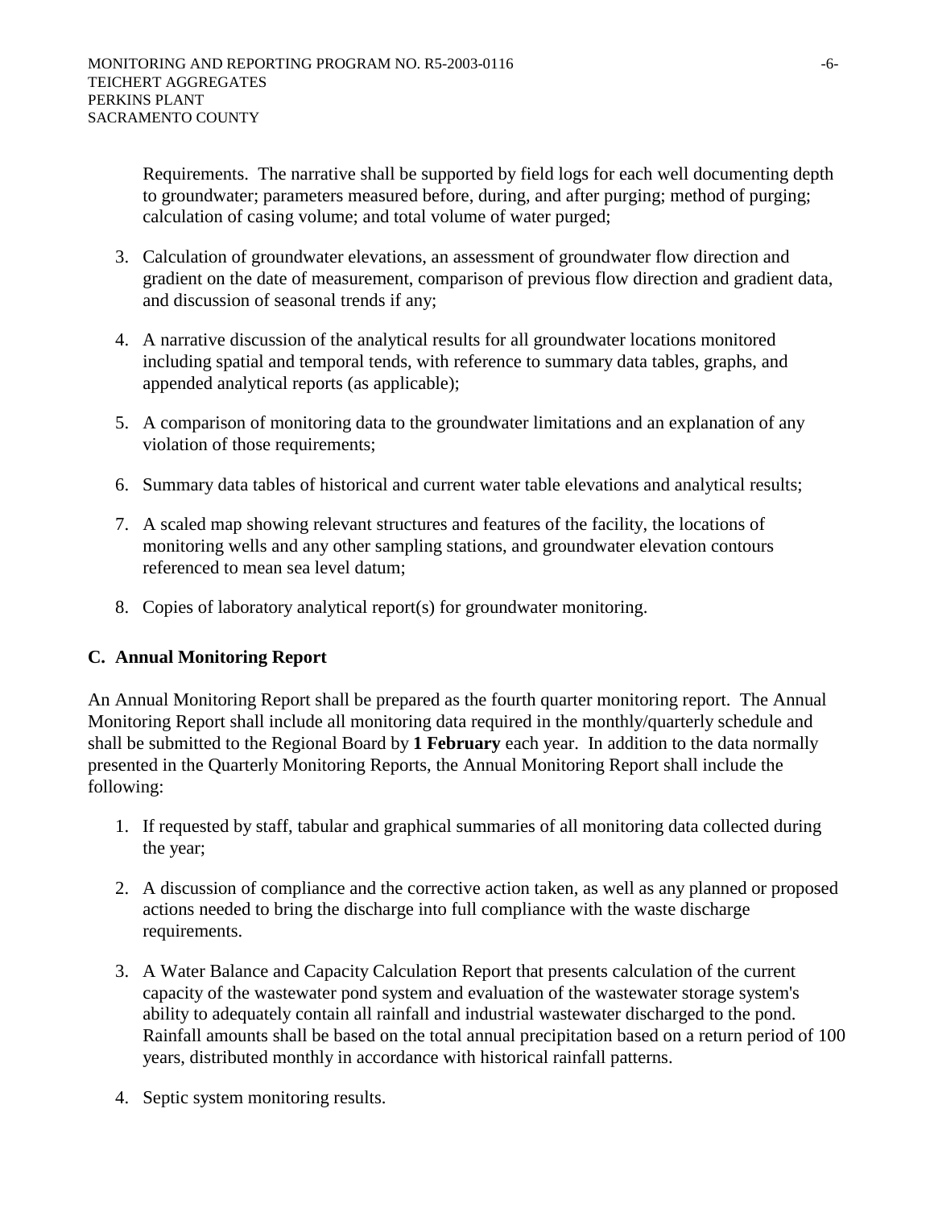Requirements. The narrative shall be supported by field logs for each well documenting depth to groundwater; parameters measured before, during, and after purging; method of purging; calculation of casing volume; and total volume of water purged;

3. Calculation of groundwater elevations, an assessment of groundwater flow direction and gradient on the date of measurement, comparison of previous flow direction and gradient data, and discussion of seasonal trends if any;

4. A narrative discussion of the analytical results for all groundwater locations monitored including spatial and temporal tends, with reference to summary data tables, graphs, and appended analytical reports (as applicable);

5. A comparison of monitoring data to the groundwater limitations and an explanation of any violation of those requirements;

6. Summary data tables of historical and current water table elevations and analytical results;

7. A scaled map showing relevant structures and features of the facility, the locations of monitoring wells and any other sampling stations, and groundwater elevation contours referenced to mean sea level datum;

8. Copies of laboratory analytical report(s) for groundwater monitoring.

## C. Annual Monitoring Report

An Annual Monitoring Report shall be prepared as the fourth quarter monitoring report. The Annual Monitoring Report shall include all monitoring data required in the monthly/quarterly schedule and shall be submitted to the Regional Board by **1 February** each year. In addition to the data normally presented in the Quarterly Monitoring Reports, the Annual Monitoring Report shall include the following:

1. If requested by staff, tabular and graphical summaries of all monitoring data collected during the year;

2. A discussion of compliance and the corrective action taken, as well as any planned or proposed actions needed to bring the discharge into full compliance with the waste discharge requirements.

3. A Water Balance and Capacity Calculation Report that presents calculation of the current capacity of the wastewater pond system and evaluation of the wastewater storage system's ability to adequately contain all rainfall and industrial wastewater discharged to the pond. Rainfall amounts shall be based on the total annual precipitation based on a return period of 100 years, distributed monthly in accordance with historical rainfall patterns.

4. Septic system monitoring results.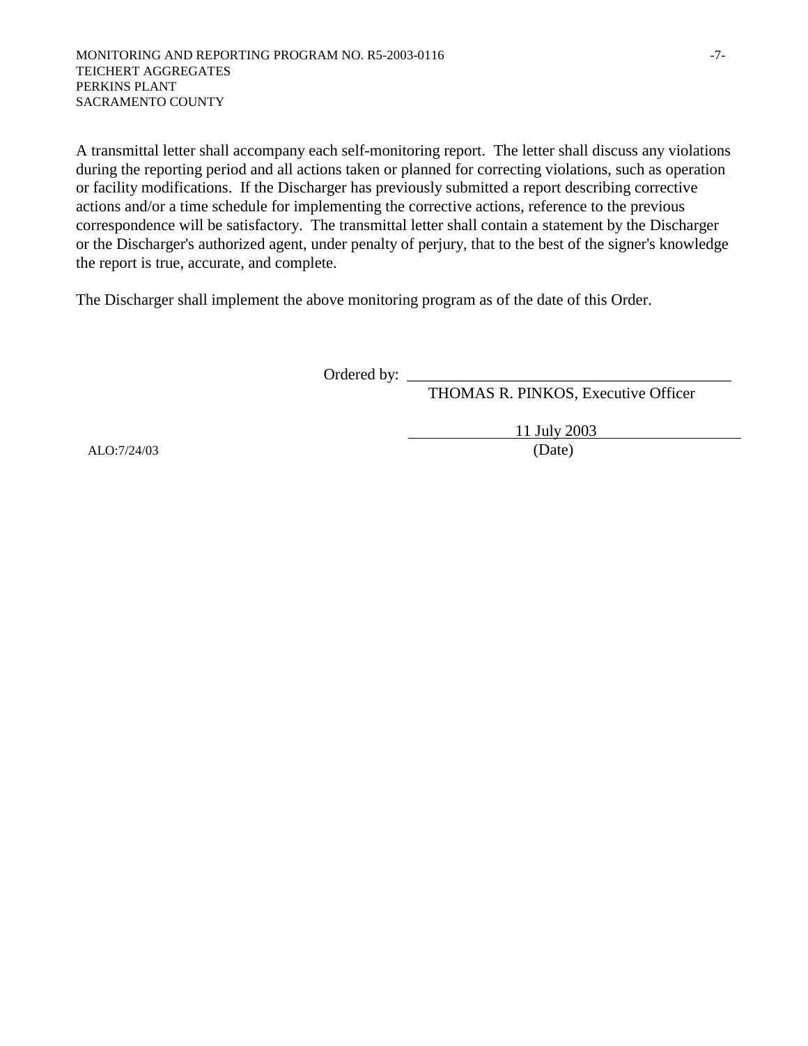A transmittal letter shall accompany each self-monitoring report. The letter shall discuss any violations during the reporting period and all actions taken or planned for correcting violations, such as operation or facility modifications. If the Discharger has previously submitted a report describing corrective actions and/or a time schedule for implementing the corrective actions, reference to the previous correspondence will be satisfactory. The transmittal letter shall contain a statement by the Discharger or the Discharger's authorized agent, under penalty of perjury, that to the best of the signer's knowledge the report is true, accurate, and complete.

The Discharger shall implement the above monitoring program as of the date of this Order.

Ordered by: \_\_\_\_\_\_\_\_\_\_\_\_\_\_\_\_\_\_\_\_\_\_\_\_\_\_\_\_\_\_\_\_\_\_\_\_\_\_\_\_
THOMAS R. PINKOS, Executive Officer

11 July 2003
(Date)

ALO:7/24/03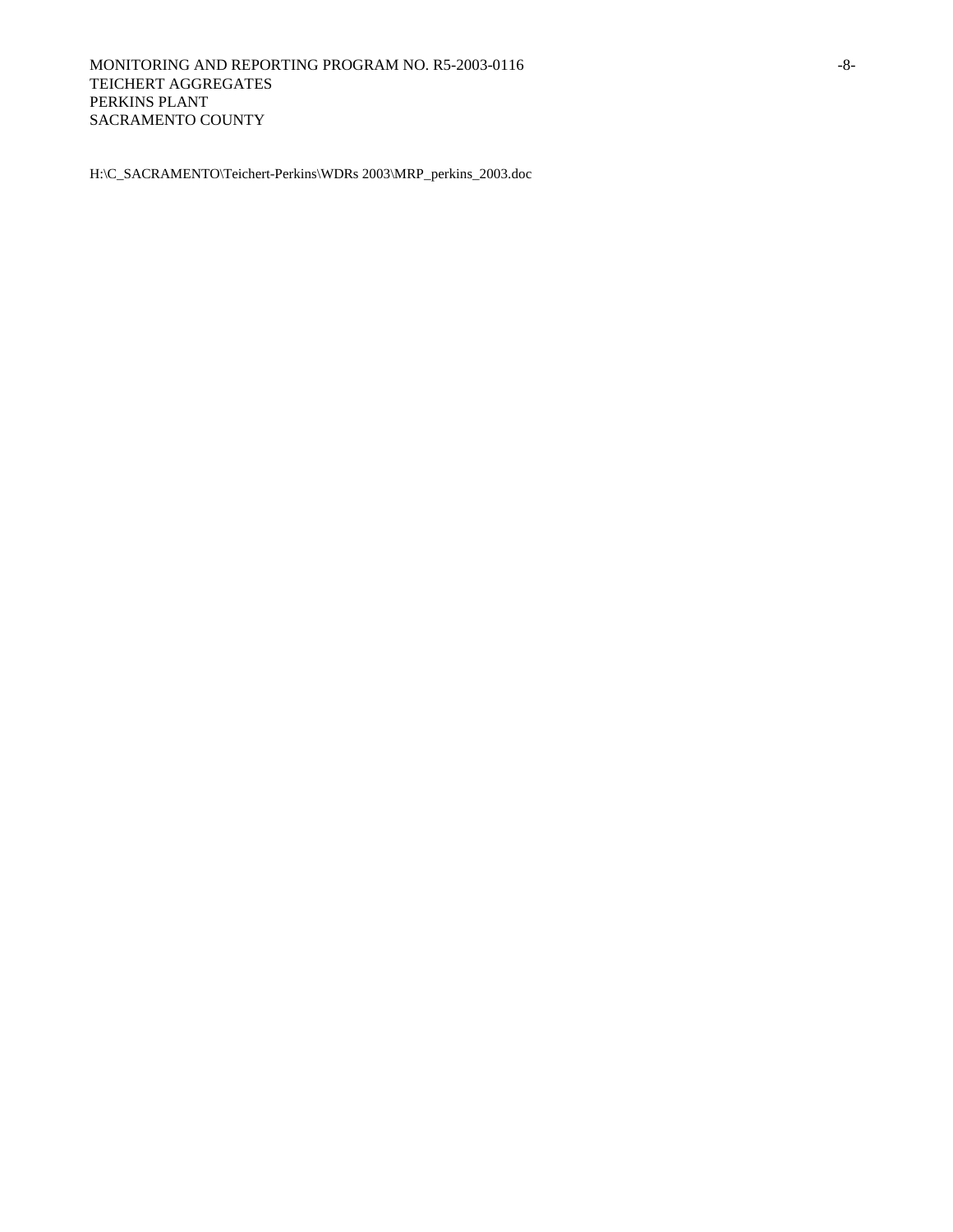H:\C_SACRAMENTO\Teichert-Perkins\WDRs 2003\MRP_perkins_2003.doc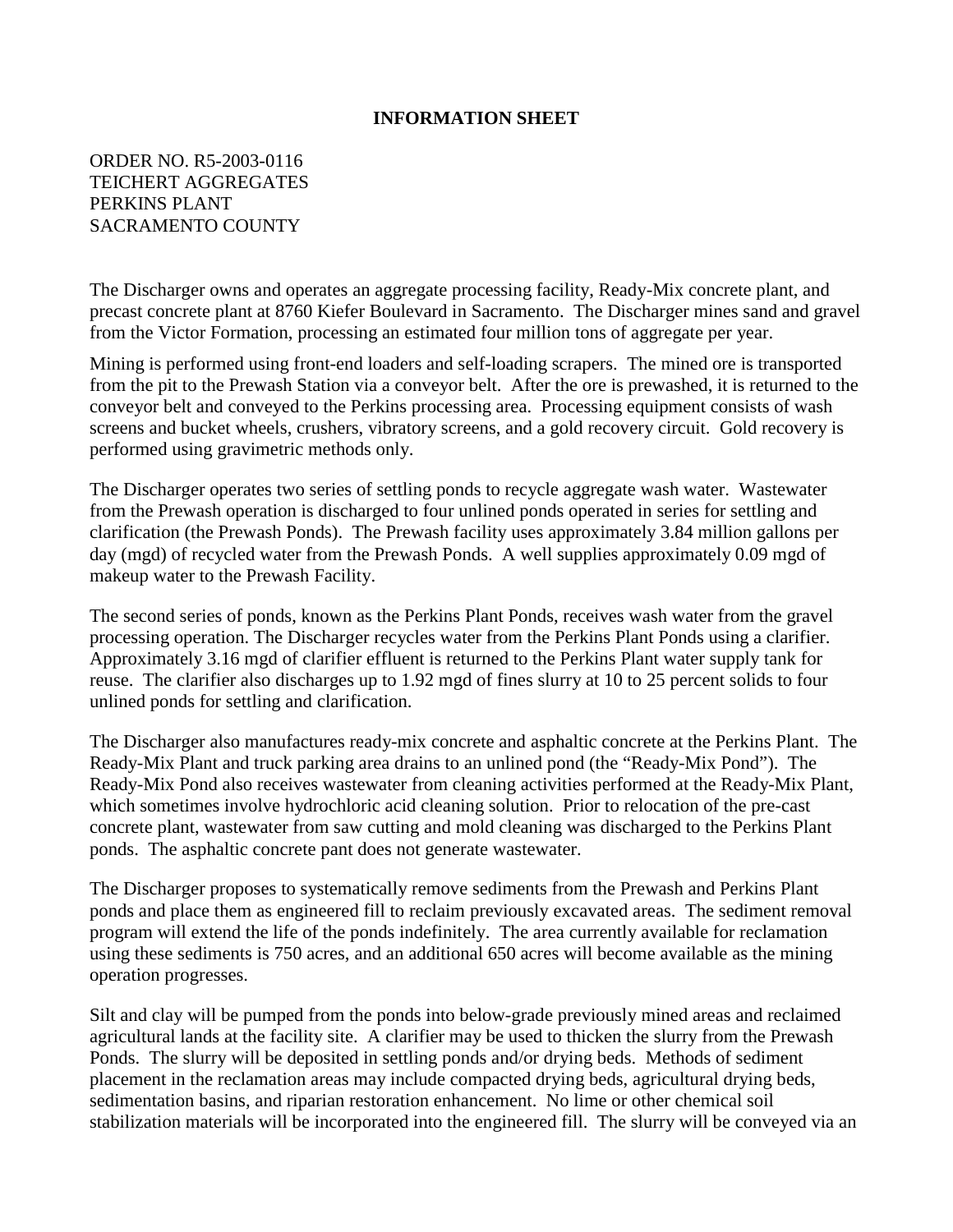**INFORMATION SHEET**

ORDER NO. R5-2003-0116
TEICHERT AGGREGATES
PERKINS PLANT
SACRAMENTO COUNTY

The Discharger owns and operates an aggregate processing facility, Ready-Mix concrete plant, and precast concrete plant at 8760 Kiefer Boulevard in Sacramento. The Discharger mines sand and gravel from the Victor Formation, processing an estimated four million tons of aggregate per year.

Mining is performed using front-end loaders and self-loading scrapers. The mined ore is transported from the pit to the Prewash Station via a conveyor belt. After the ore is prewashed, it is returned to the conveyor belt and conveyed to the Perkins processing area. Processing equipment consists of wash screens and bucket wheels, crushers, vibratory screens, and a gold recovery circuit. Gold recovery is performed using gravimetric methods only.

The Discharger operates two series of settling ponds to recycle aggregate wash water. Wastewater from the Prewash operation is discharged to four unlined ponds operated in series for settling and clarification (the Prewash Ponds). The Prewash facility uses approximately 3.84 million gallons per day (mgd) of recycled water from the Prewash Ponds. A well supplies approximately 0.09 mgd of makeup water to the Prewash Facility.

The second series of ponds, known as the Perkins Plant Ponds, receives wash water from the gravel processing operation. The Discharger recycles water from the Perkins Plant Ponds using a clarifier. Approximately 3.16 mgd of clarifier effluent is returned to the Perkins Plant water supply tank for reuse. The clarifier also discharges up to 1.92 mgd of fines slurry at 10 to 25 percent solids to four unlined ponds for settling and clarification.

The Discharger also manufactures ready-mix concrete and asphaltic concrete at the Perkins Plant. The Ready-Mix Plant and truck parking area drains to an unlined pond (the "Ready-Mix Pond"). The Ready-Mix Pond also receives wastewater from cleaning activities performed at the Ready-Mix Plant, which sometimes involve hydrochloric acid cleaning solution. Prior to relocation of the pre-cast concrete plant, wastewater from saw cutting and mold cleaning was discharged to the Perkins Plant ponds. The asphaltic concrete pant does not generate wastewater.

The Discharger proposes to systematically remove sediments from the Prewash and Perkins Plant ponds and place them as engineered fill to reclaim previously excavated areas. The sediment removal program will extend the life of the ponds indefinitely. The area currently available for reclamation using these sediments is 750 acres, and an additional 650 acres will become available as the mining operation progresses.

Silt and clay will be pumped from the ponds into below-grade previously mined areas and reclaimed agricultural lands at the facility site. A clarifier may be used to thicken the slurry from the Prewash Ponds. The slurry will be deposited in settling ponds and/or drying beds. Methods of sediment placement in the reclamation areas may include compacted drying beds, agricultural drying beds, sedimentation basins, and riparian restoration enhancement. No lime or other chemical soil stabilization materials will be incorporated into the engineered fill. The slurry will be conveyed via an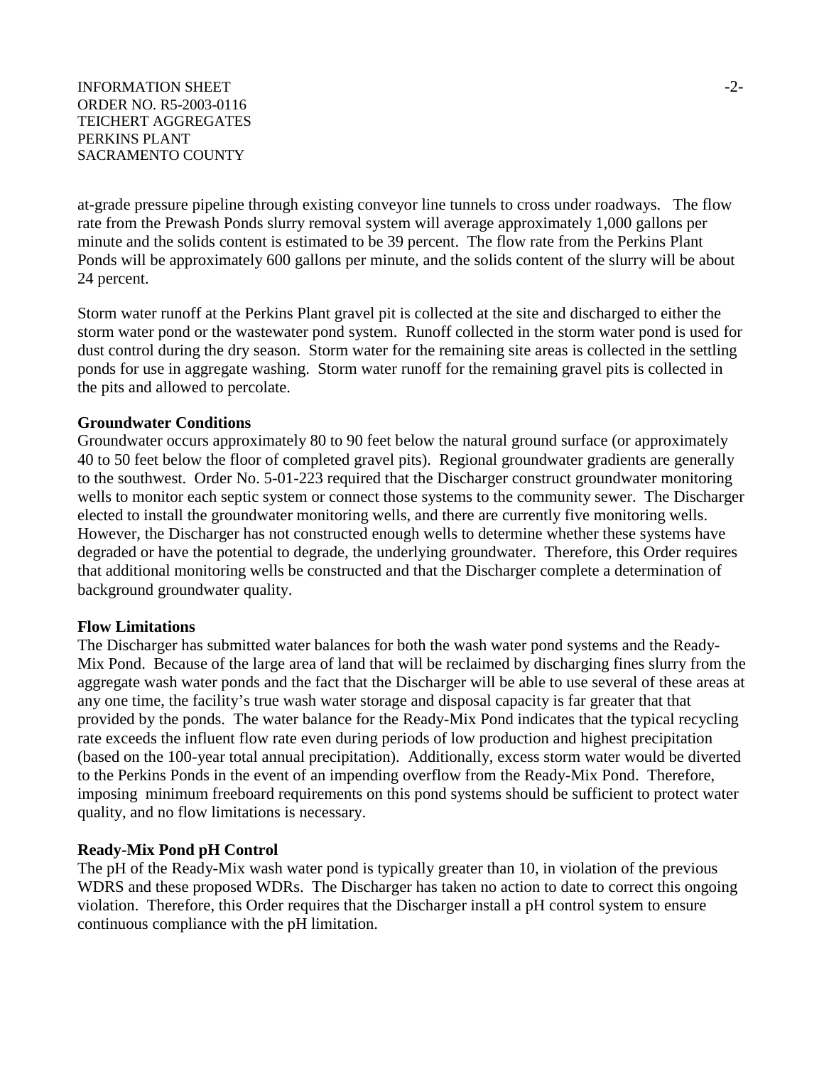at-grade pressure pipeline through existing conveyor line tunnels to cross under roadways. The flow rate from the Prewash Ponds slurry removal system will average approximately 1,000 gallons per minute and the solids content is estimated to be 39 percent. The flow rate from the Perkins Plant Ponds will be approximately 600 gallons per minute, and the solids content of the slurry will be about 24 percent.

Storm water runoff at the Perkins Plant gravel pit is collected at the site and discharged to either the storm water pond or the wastewater pond system. Runoff collected in the storm water pond is used for dust control during the dry season. Storm water for the remaining site areas is collected in the settling ponds for use in aggregate washing. Storm water runoff for the remaining gravel pits is collected in the pits and allowed to percolate.

**Groundwater Conditions**

Groundwater occurs approximately 80 to 90 feet below the natural ground surface (or approximately 40 to 50 feet below the floor of completed gravel pits). Regional groundwater gradients are generally to the southwest. Order No. 5-01-223 required that the Discharger construct groundwater monitoring wells to monitor each septic system or connect those systems to the community sewer. The Discharger elected to install the groundwater monitoring wells, and there are currently five monitoring wells. However, the Discharger has not constructed enough wells to determine whether these systems have degraded or have the potential to degrade, the underlying groundwater. Therefore, this Order requires that additional monitoring wells be constructed and that the Discharger complete a determination of background groundwater quality.

**Flow Limitations**

The Discharger has submitted water balances for both the wash water pond systems and the Ready-Mix Pond. Because of the large area of land that will be reclaimed by discharging fines slurry from the aggregate wash water ponds and the fact that the Discharger will be able to use several of these areas at any one time, the facility's true wash water storage and disposal capacity is far greater that that provided by the ponds. The water balance for the Ready-Mix Pond indicates that the typical recycling rate exceeds the influent flow rate even during periods of low production and highest precipitation (based on the 100-year total annual precipitation). Additionally, excess storm water would be diverted to the Perkins Ponds in the event of an impending overflow from the Ready-Mix Pond. Therefore, imposing minimum freeboard requirements on this pond systems should be sufficient to protect water quality, and no flow limitations is necessary.

**Ready-Mix Pond pH Control**

The pH of the Ready-Mix wash water pond is typically greater than 10, in violation of the previous WDRS and these proposed WDRs. The Discharger has taken no action to date to correct this ongoing violation. Therefore, this Order requires that the Discharger install a pH control system to ensure continuous compliance with the pH limitation.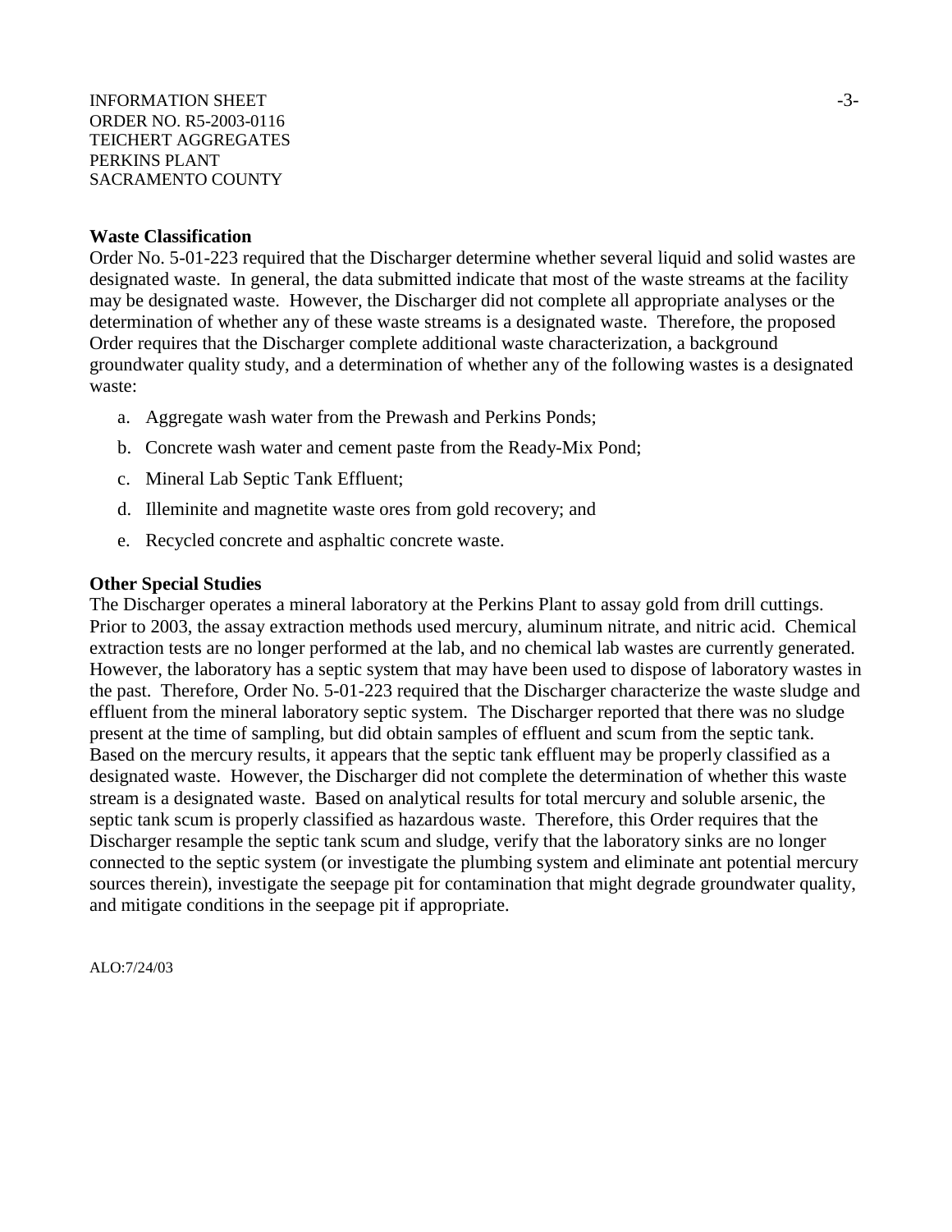**Waste Classification**

Order No. 5-01-223 required that the Discharger determine whether several liquid and solid wastes are designated waste. In general, the data submitted indicate that most of the waste streams at the facility may be designated waste. However, the Discharger did not complete all appropriate analyses or the determination of whether any of these waste streams is a designated waste. Therefore, the proposed Order requires that the Discharger complete additional waste characterization, a background groundwater quality study, and a determination of whether any of the following wastes is a designated waste:

a. Aggregate wash water from the Prewash and Perkins Ponds;

b. Concrete wash water and cement paste from the Ready-Mix Pond;

c. Mineral Lab Septic Tank Effluent;

d. Illeminite and magnetite waste ores from gold recovery; and

e. Recycled concrete and asphaltic concrete waste.

**Other Special Studies**

The Discharger operates a mineral laboratory at the Perkins Plant to assay gold from drill cuttings. Prior to 2003, the assay extraction methods used mercury, aluminum nitrate, and nitric acid. Chemical extraction tests are no longer performed at the lab, and no chemical lab wastes are currently generated. However, the laboratory has a septic system that may have been used to dispose of laboratory wastes in the past. Therefore, Order No. 5-01-223 required that the Discharger characterize the waste sludge and effluent from the mineral laboratory septic system. The Discharger reported that there was no sludge present at the time of sampling, but did obtain samples of effluent and scum from the septic tank. Based on the mercury results, it appears that the septic tank effluent may be properly classified as a designated waste. However, the Discharger did not complete the determination of whether this waste stream is a designated waste. Based on analytical results for total mercury and soluble arsenic, the septic tank scum is properly classified as hazardous waste. Therefore, this Order requires that the Discharger resample the septic tank scum and sludge, verify that the laboratory sinks are no longer connected to the septic system (or investigate the plumbing system and eliminate ant potential mercury sources therein), investigate the seepage pit for contamination that might degrade groundwater quality, and mitigate conditions in the seepage pit if appropriate.

ALO:7/24/03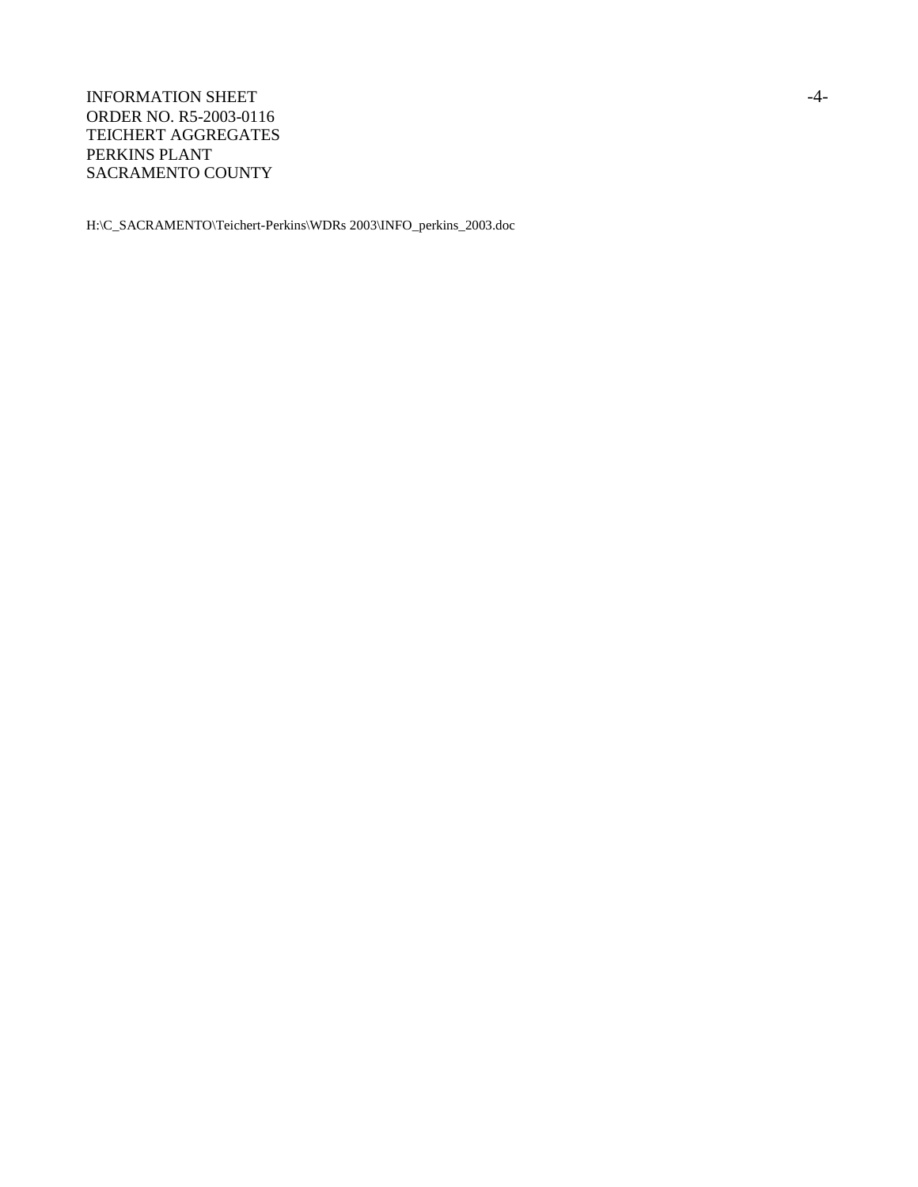H:\C_SACRAMENTO\Teichert-Perkins\WDRs 2003\INFO_perkins_2003.doc